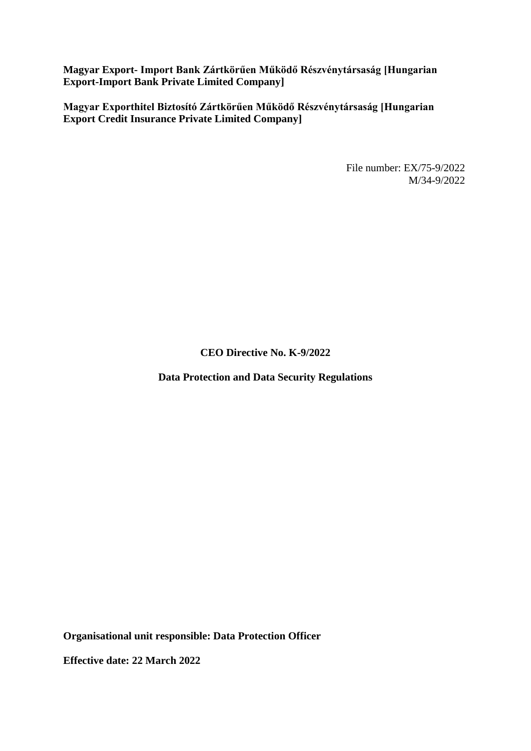**Magyar Export- Import Bank Zártkörűen Működő Részvénytársaság [Hungarian Export-Import Bank Private Limited Company]**

**Magyar Exporthitel Biztosító Zártkörűen Működő Részvénytársaság [Hungarian Export Credit Insurance Private Limited Company]**

File number: EX/75-9/2022
M/34-9/2022

# CEO Directive No. K-9/2022

## Data Protection and Data Security Regulations

**Organisational unit responsible: Data Protection Officer**

**Effective date: 22 March 2022**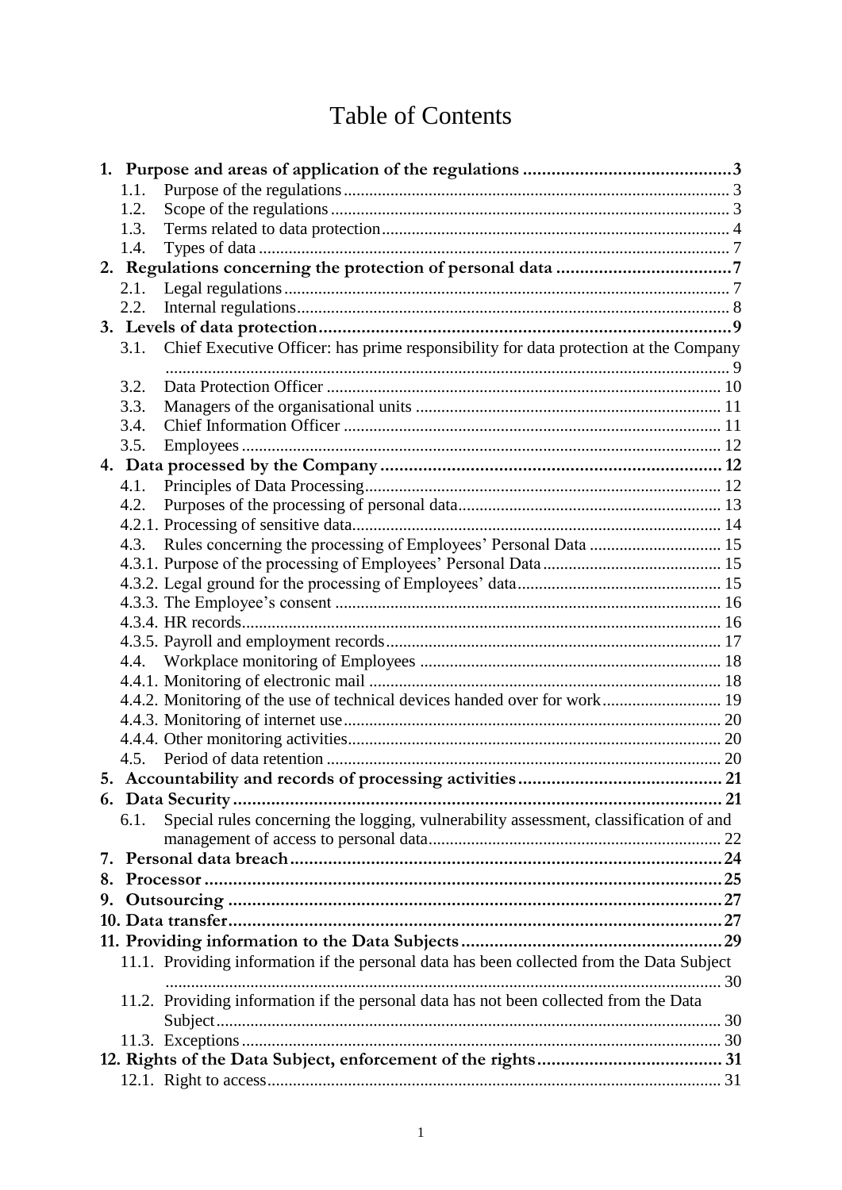# Table of Contents

**1. Purpose and areas of application of the regulations ........................................... 3**

1.1. Purpose of the regulations ........................................................................................ 3

1.2. Scope of the regulations ............................................................................................ 3

1.3. Terms related to data protection ................................................................................ 4

1.4. Types of data ............................................................................................................. 7

**2. Regulations concerning the protection of personal data .................................... 7**

2.1. Legal regulations ....................................................................................................... 7

2.2. Internal regulations .................................................................................................... 8

**3. Levels of data protection ....................................................................................... 9**

3.1. Chief Executive Officer: has prime responsibility for data protection at the Company .................................................................................................................................. 9

3.2. Data Protection Officer ........................................................................................... 10

3.3. Managers of the organisational units ....................................................................... 11

3.4. Chief Information Officer ........................................................................................ 11

3.5. Employees ............................................................................................................... 12

**4. Data processed by the Company ....................................................................... 12**

4.1. Principles of Data Processing ................................................................................... 12

4.2. Purposes of the processing of personal data ............................................................ 13

4.2.1. Processing of sensitive data ..................................................................................... 14

4.3. Rules concerning the processing of Employees' Personal Data .............................. 15

4.3.1. Purpose of the processing of Employees' Personal Data ......................................... 15

4.3.2. Legal ground for the processing of Employees' data ............................................... 15

4.3.3. The Employee's consent ......................................................................................... 16

4.3.4. HR records ............................................................................................................... 16

4.3.5. Payroll and employment records ............................................................................. 17

4.4. Workplace monitoring of Employees ...................................................................... 18

4.4.1. Monitoring of electronic mail .................................................................................. 18

4.4.2. Monitoring of the use of technical devices handed over for work ........................... 19

4.4.3. Monitoring of internet use ....................................................................................... 20

4.4.4. Other monitoring activities ....................................................................................... 20

4.5. Period of data retention ............................................................................................ 20

**5. Accountability and records of processing activities ......................................... 21**

**6. Data Security ....................................................................................................... 21**

6.1. Special rules concerning the logging, vulnerability assessment, classification of and management of access to personal data .................................................................... 22

**7. Personal data breach ........................................................................................... 24**

**8. Processor ............................................................................................................... 25**

**9. Outsourcing .......................................................................................................... 27**

**10. Data transfer ....................................................................................................... 27**

**11. Providing information to the Data Subjects ....................................................... 29**

11.1. Providing information if the personal data has been collected from the Data Subject .................................................................................................................................. 30

11.2. Providing information if the personal data has not been collected from the Data Subject ..................................................................................................................... 30

11.3. Exceptions ............................................................................................................... 30

**12. Rights of the Data Subject, enforcement of the rights ....................................... 31**

12.1. Right to access ......................................................................................................... 31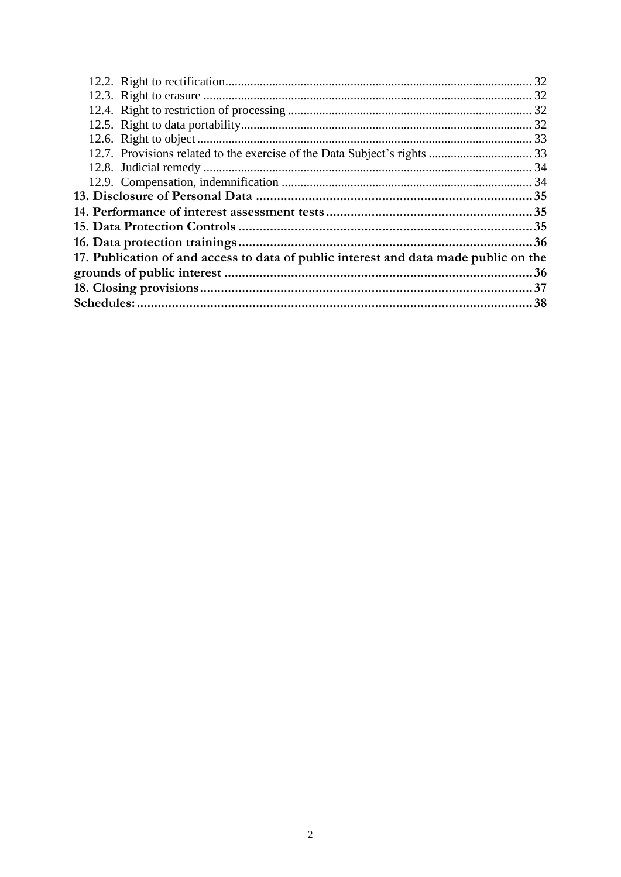12.2. Right to rectification ..... 32
12.3. Right to erasure ..... 32
12.4. Right to restriction of processing ..... 32
12.5. Right to data portability ..... 32
12.6. Right to object ..... 33
12.7. Provisions related to the exercise of the Data Subject's rights ..... 33
12.8. Judicial remedy ..... 34
12.9. Compensation, indemnification ..... 34

**13. Disclosure of Personal Data ..... 35**

**14. Performance of interest assessment tests ..... 35**

**15. Data Protection Controls ..... 35**

**16. Data protection trainings ..... 36**

**17. Publication of and access to data of public interest and data made public on the grounds of public interest ..... 36**

**18. Closing provisions ..... 37**

**Schedules: ..... 38**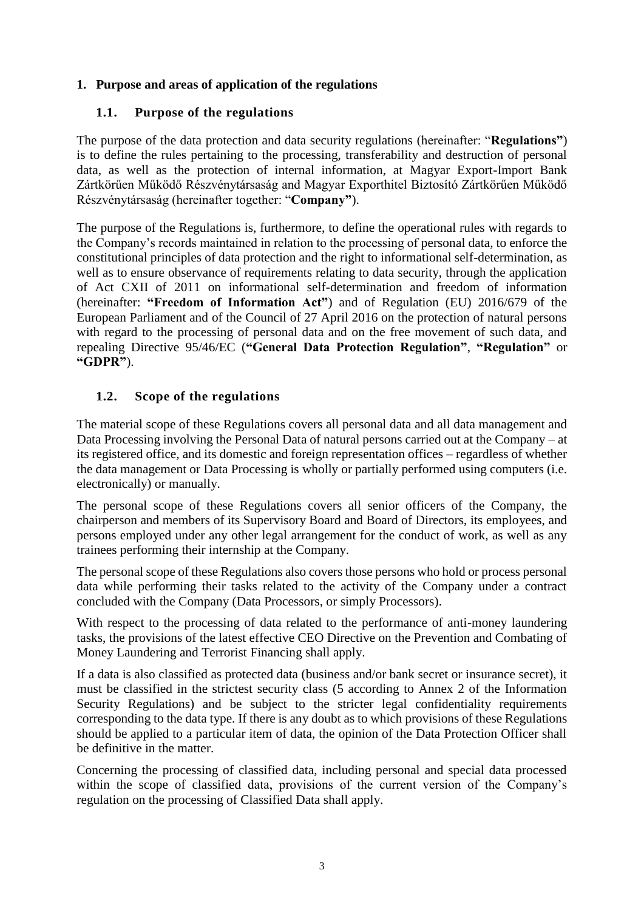## 1. Purpose and areas of application of the regulations

### 1.1. Purpose of the regulations

The purpose of the data protection and data security regulations (hereinafter: "**Regulations**") is to define the rules pertaining to the processing, transferability and destruction of personal data, as well as the protection of internal information, at Magyar Export-Import Bank Zártkörűen Működő Részvénytársaság and Magyar Exporthitel Biztosító Zártkörűen Működő Részvénytársaság (hereinafter together: "**Company**").

The purpose of the Regulations is, furthermore, to define the operational rules with regards to the Company's records maintained in relation to the processing of personal data, to enforce the constitutional principles of data protection and the right to informational self-determination, as well as to ensure observance of requirements relating to data security, through the application of Act CXII of 2011 on informational self-determination and freedom of information (hereinafter: **"Freedom of Information Act"**) and of Regulation (EU) 2016/679 of the European Parliament and of the Council of 27 April 2016 on the protection of natural persons with regard to the processing of personal data and on the free movement of such data, and repealing Directive 95/46/EC (**"General Data Protection Regulation"**, **"Regulation"** or **"GDPR"**).

### 1.2. Scope of the regulations

The material scope of these Regulations covers all personal data and all data management and Data Processing involving the Personal Data of natural persons carried out at the Company – at its registered office, and its domestic and foreign representation offices – regardless of whether the data management or Data Processing is wholly or partially performed using computers (i.e. electronically) or manually.

The personal scope of these Regulations covers all senior officers of the Company, the chairperson and members of its Supervisory Board and Board of Directors, its employees, and persons employed under any other legal arrangement for the conduct of work, as well as any trainees performing their internship at the Company.

The personal scope of these Regulations also covers those persons who hold or process personal data while performing their tasks related to the activity of the Company under a contract concluded with the Company (Data Processors, or simply Processors).

With respect to the processing of data related to the performance of anti-money laundering tasks, the provisions of the latest effective CEO Directive on the Prevention and Combating of Money Laundering and Terrorist Financing shall apply.

If a data is also classified as protected data (business and/or bank secret or insurance secret), it must be classified in the strictest security class (5 according to Annex 2 of the Information Security Regulations) and be subject to the stricter legal confidentiality requirements corresponding to the data type. If there is any doubt as to which provisions of these Regulations should be applied to a particular item of data, the opinion of the Data Protection Officer shall be definitive in the matter.

Concerning the processing of classified data, including personal and special data processed within the scope of classified data, provisions of the current version of the Company's regulation on the processing of Classified Data shall apply.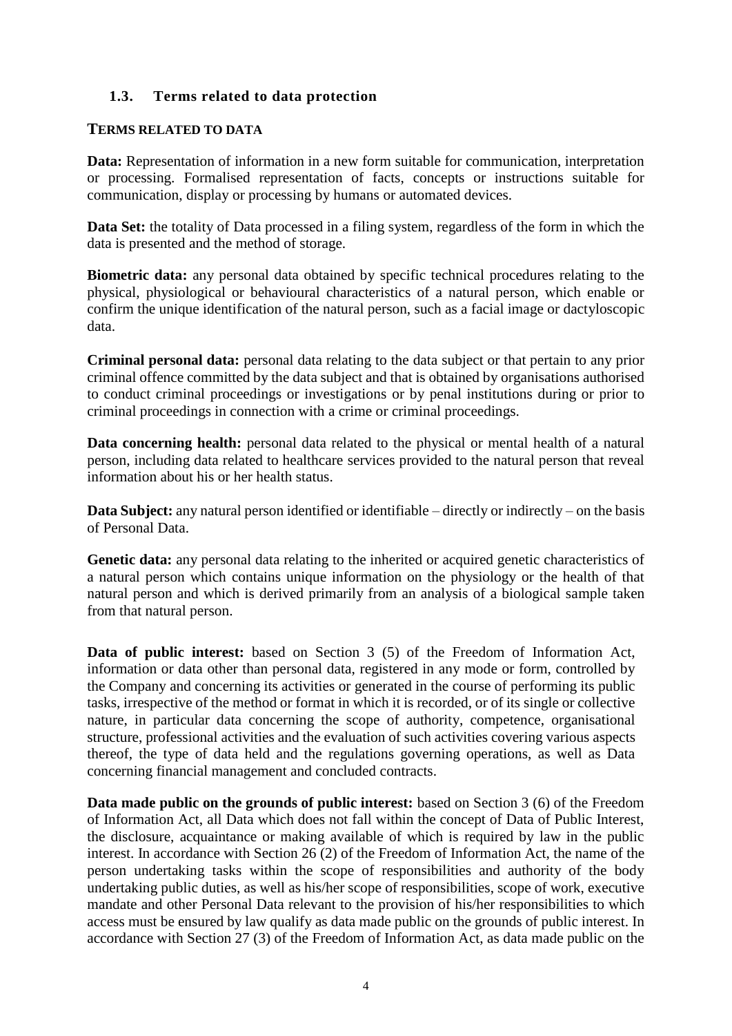### 1.3. Terms related to data protection

**TERMS RELATED TO DATA**

**Data:** Representation of information in a new form suitable for communication, interpretation or processing. Formalised representation of facts, concepts or instructions suitable for communication, display or processing by humans or automated devices.

**Data Set:** the totality of Data processed in a filing system, regardless of the form in which the data is presented and the method of storage.

**Biometric data:** any personal data obtained by specific technical procedures relating to the physical, physiological or behavioural characteristics of a natural person, which enable or confirm the unique identification of the natural person, such as a facial image or dactyloscopic data.

**Criminal personal data:** personal data relating to the data subject or that pertain to any prior criminal offence committed by the data subject and that is obtained by organisations authorised to conduct criminal proceedings or investigations or by penal institutions during or prior to criminal proceedings in connection with a crime or criminal proceedings.

**Data concerning health:** personal data related to the physical or mental health of a natural person, including data related to healthcare services provided to the natural person that reveal information about his or her health status.

**Data Subject:** any natural person identified or identifiable – directly or indirectly – on the basis of Personal Data.

**Genetic data:** any personal data relating to the inherited or acquired genetic characteristics of a natural person which contains unique information on the physiology or the health of that natural person and which is derived primarily from an analysis of a biological sample taken from that natural person.

**Data of public interest:** based on Section 3 (5) of the Freedom of Information Act, information or data other than personal data, registered in any mode or form, controlled by the Company and concerning its activities or generated in the course of performing its public tasks, irrespective of the method or format in which it is recorded, or of its single or collective nature, in particular data concerning the scope of authority, competence, organisational structure, professional activities and the evaluation of such activities covering various aspects thereof, the type of data held and the regulations governing operations, as well as Data concerning financial management and concluded contracts.

**Data made public on the grounds of public interest:** based on Section 3 (6) of the Freedom of Information Act, all Data which does not fall within the concept of Data of Public Interest, the disclosure, acquaintance or making available of which is required by law in the public interest. In accordance with Section 26 (2) of the Freedom of Information Act, the name of the person undertaking tasks within the scope of responsibilities and authority of the body undertaking public duties, as well as his/her scope of responsibilities, scope of work, executive mandate and other Personal Data relevant to the provision of his/her responsibilities to which access must be ensured by law qualify as data made public on the grounds of public interest. In accordance with Section 27 (3) of the Freedom of Information Act, as data made public on the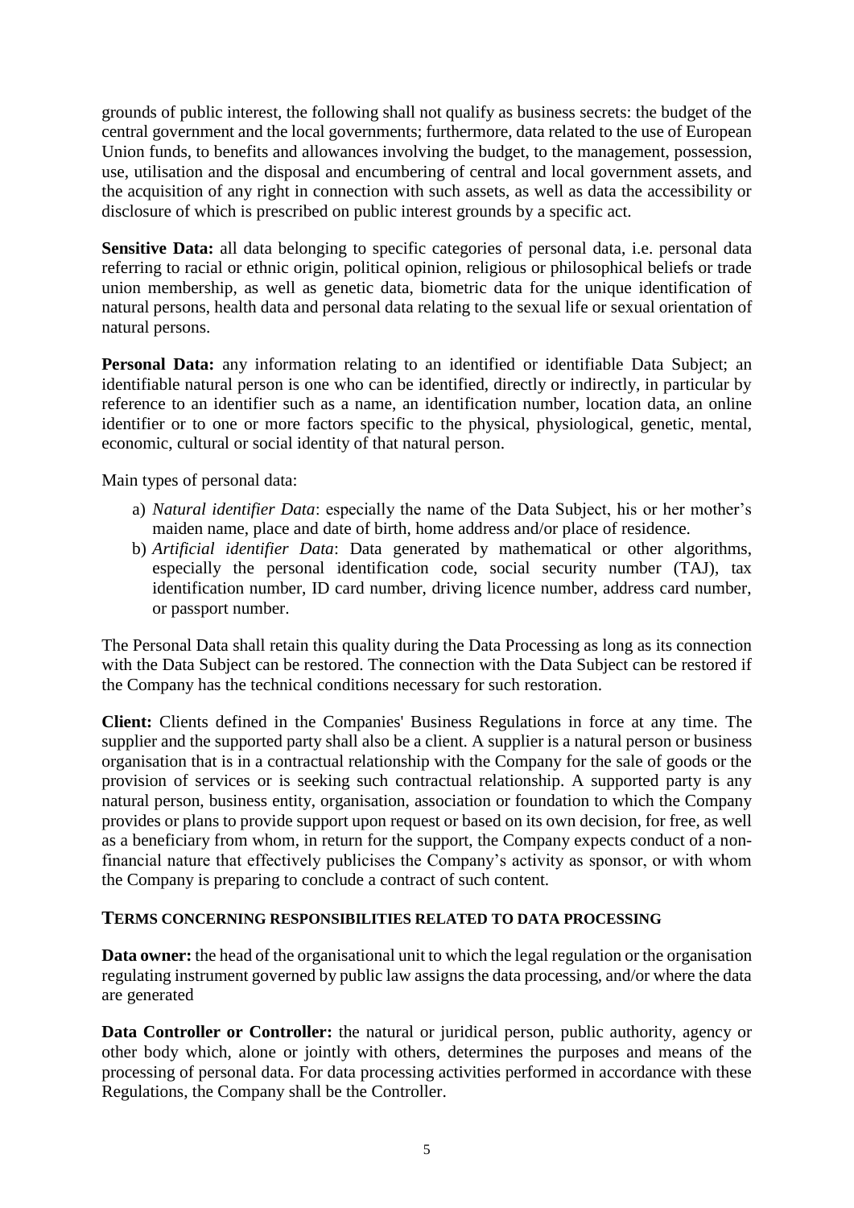grounds of public interest, the following shall not qualify as business secrets: the budget of the central government and the local governments; furthermore, data related to the use of European Union funds, to benefits and allowances involving the budget, to the management, possession, use, utilisation and the disposal and encumbering of central and local government assets, and the acquisition of any right in connection with such assets, as well as data the accessibility or disclosure of which is prescribed on public interest grounds by a specific act.

**Sensitive Data:** all data belonging to specific categories of personal data, i.e. personal data referring to racial or ethnic origin, political opinion, religious or philosophical beliefs or trade union membership, as well as genetic data, biometric data for the unique identification of natural persons, health data and personal data relating to the sexual life or sexual orientation of natural persons.

**Personal Data:** any information relating to an identified or identifiable Data Subject; an identifiable natural person is one who can be identified, directly or indirectly, in particular by reference to an identifier such as a name, an identification number, location data, an online identifier or to one or more factors specific to the physical, physiological, genetic, mental, economic, cultural or social identity of that natural person.

Main types of personal data:

a) *Natural identifier Data*: especially the name of the Data Subject, his or her mother's maiden name, place and date of birth, home address and/or place of residence.
b) *Artificial identifier Data*: Data generated by mathematical or other algorithms, especially the personal identification code, social security number (TAJ), tax identification number, ID card number, driving licence number, address card number, or passport number.

The Personal Data shall retain this quality during the Data Processing as long as its connection with the Data Subject can be restored. The connection with the Data Subject can be restored if the Company has the technical conditions necessary for such restoration.

**Client:** Clients defined in the Companies' Business Regulations in force at any time. The supplier and the supported party shall also be a client. A supplier is a natural person or business organisation that is in a contractual relationship with the Company for the sale of goods or the provision of services or is seeking such contractual relationship. A supported party is any natural person, business entity, organisation, association or foundation to which the Company provides or plans to provide support upon request or based on its own decision, for free, as well as a beneficiary from whom, in return for the support, the Company expects conduct of a non-financial nature that effectively publicises the Company's activity as sponsor, or with whom the Company is preparing to conclude a contract of such content.

### TERMS CONCERNING RESPONSIBILITIES RELATED TO DATA PROCESSING

**Data owner:** the head of the organisational unit to which the legal regulation or the organisation regulating instrument governed by public law assigns the data processing, and/or where the data are generated

**Data Controller or Controller:** the natural or juridical person, public authority, agency or other body which, alone or jointly with others, determines the purposes and means of the processing of personal data. For data processing activities performed in accordance with these Regulations, the Company shall be the Controller.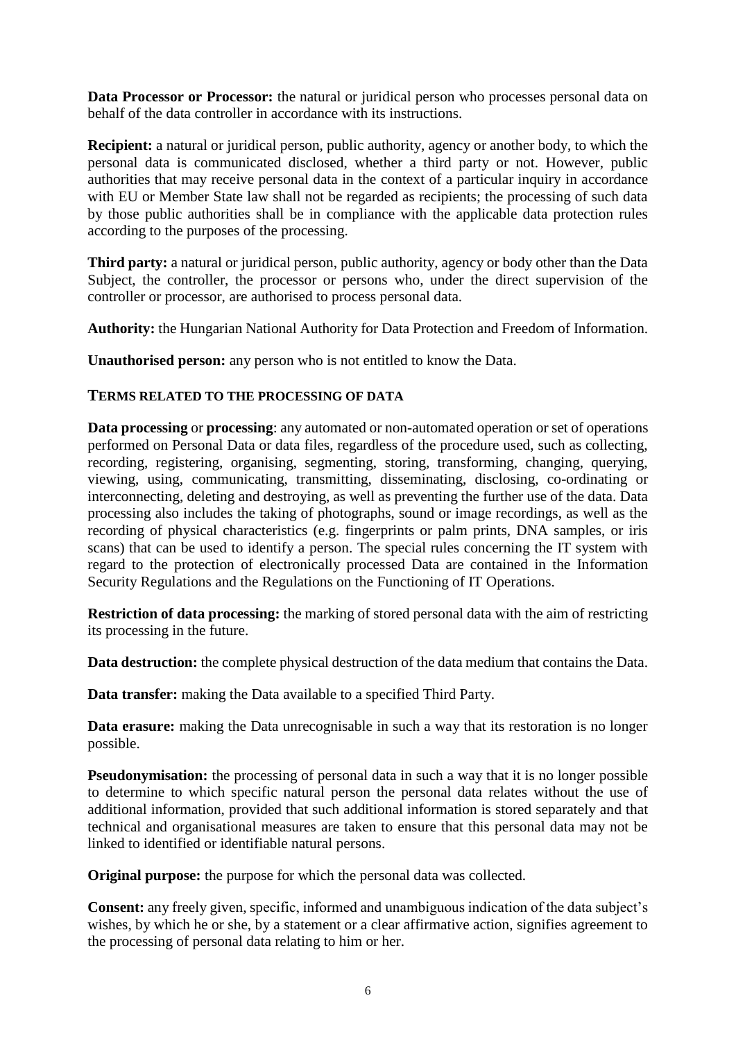**Data Processor or Processor:** the natural or juridical person who processes personal data on behalf of the data controller in accordance with its instructions.

**Recipient:** a natural or juridical person, public authority, agency or another body, to which the personal data is communicated disclosed, whether a third party or not. However, public authorities that may receive personal data in the context of a particular inquiry in accordance with EU or Member State law shall not be regarded as recipients; the processing of such data by those public authorities shall be in compliance with the applicable data protection rules according to the purposes of the processing.

**Third party:** a natural or juridical person, public authority, agency or body other than the Data Subject, the controller, the processor or persons who, under the direct supervision of the controller or processor, are authorised to process personal data.

**Authority:** the Hungarian National Authority for Data Protection and Freedom of Information.

**Unauthorised person:** any person who is not entitled to know the Data.

### TERMS RELATED TO THE PROCESSING OF DATA

**Data processing** or **processing**: any automated or non-automated operation or set of operations performed on Personal Data or data files, regardless of the procedure used, such as collecting, recording, registering, organising, segmenting, storing, transforming, changing, querying, viewing, using, communicating, transmitting, disseminating, disclosing, co-ordinating or interconnecting, deleting and destroying, as well as preventing the further use of the data. Data processing also includes the taking of photographs, sound or image recordings, as well as the recording of physical characteristics (e.g. fingerprints or palm prints, DNA samples, or iris scans) that can be used to identify a person. The special rules concerning the IT system with regard to the protection of electronically processed Data are contained in the Information Security Regulations and the Regulations on the Functioning of IT Operations.

**Restriction of data processing:** the marking of stored personal data with the aim of restricting its processing in the future.

**Data destruction:** the complete physical destruction of the data medium that contains the Data.

**Data transfer:** making the Data available to a specified Third Party.

**Data erasure:** making the Data unrecognisable in such a way that its restoration is no longer possible.

**Pseudonymisation:** the processing of personal data in such a way that it is no longer possible to determine to which specific natural person the personal data relates without the use of additional information, provided that such additional information is stored separately and that technical and organisational measures are taken to ensure that this personal data may not be linked to identified or identifiable natural persons.

**Original purpose:** the purpose for which the personal data was collected.

**Consent:** any freely given, specific, informed and unambiguous indication of the data subject's wishes, by which he or she, by a statement or a clear affirmative action, signifies agreement to the processing of personal data relating to him or her.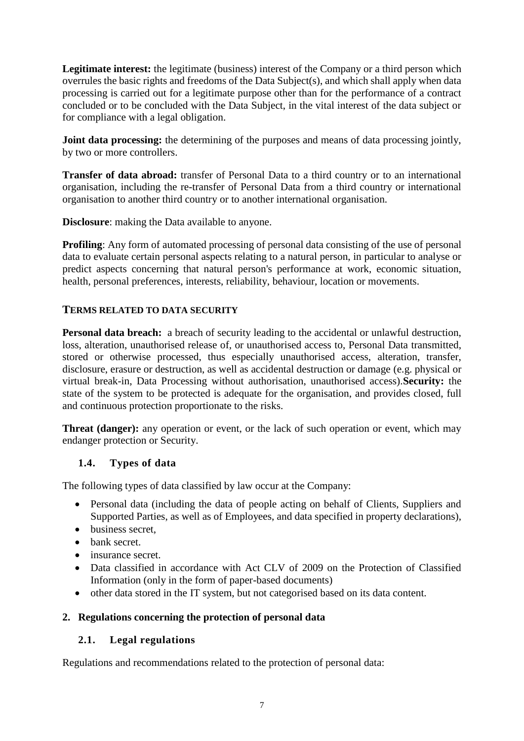**Legitimate interest:** the legitimate (business) interest of the Company or a third person which overrules the basic rights and freedoms of the Data Subject(s), and which shall apply when data processing is carried out for a legitimate purpose other than for the performance of a contract concluded or to be concluded with the Data Subject, in the vital interest of the data subject or for compliance with a legal obligation.

**Joint data processing:** the determining of the purposes and means of data processing jointly, by two or more controllers.

**Transfer of data abroad:** transfer of Personal Data to a third country or to an international organisation, including the re-transfer of Personal Data from a third country or international organisation to another third country or to another international organisation.

**Disclosure**: making the Data available to anyone.

**Profiling**: Any form of automated processing of personal data consisting of the use of personal data to evaluate certain personal aspects relating to a natural person, in particular to analyse or predict aspects concerning that natural person's performance at work, economic situation, health, personal preferences, interests, reliability, behaviour, location or movements.

#### TERMS RELATED TO DATA SECURITY

**Personal data breach:** a breach of security leading to the accidental or unlawful destruction, loss, alteration, unauthorised release of, or unauthorised access to, Personal Data transmitted, stored or otherwise processed, thus especially unauthorised access, alteration, transfer, disclosure, erasure or destruction, as well as accidental destruction or damage (e.g. physical or virtual break-in, Data Processing without authorisation, unauthorised access).**Security:** the state of the system to be protected is adequate for the organisation, and provides closed, full and continuous protection proportionate to the risks.

**Threat (danger):** any operation or event, or the lack of such operation or event, which may endanger protection or Security.

### 1.4. Types of data

The following types of data classified by law occur at the Company:

- Personal data (including the data of people acting on behalf of Clients, Suppliers and Supported Parties, as well as of Employees, and data specified in property declarations),
- business secret,
- bank secret.
- insurance secret.
- Data classified in accordance with Act CLV of 2009 on the Protection of Classified Information (only in the form of paper-based documents)
- other data stored in the IT system, but not categorised based on its data content.

## 2. Regulations concerning the protection of personal data

### 2.1. Legal regulations

Regulations and recommendations related to the protection of personal data: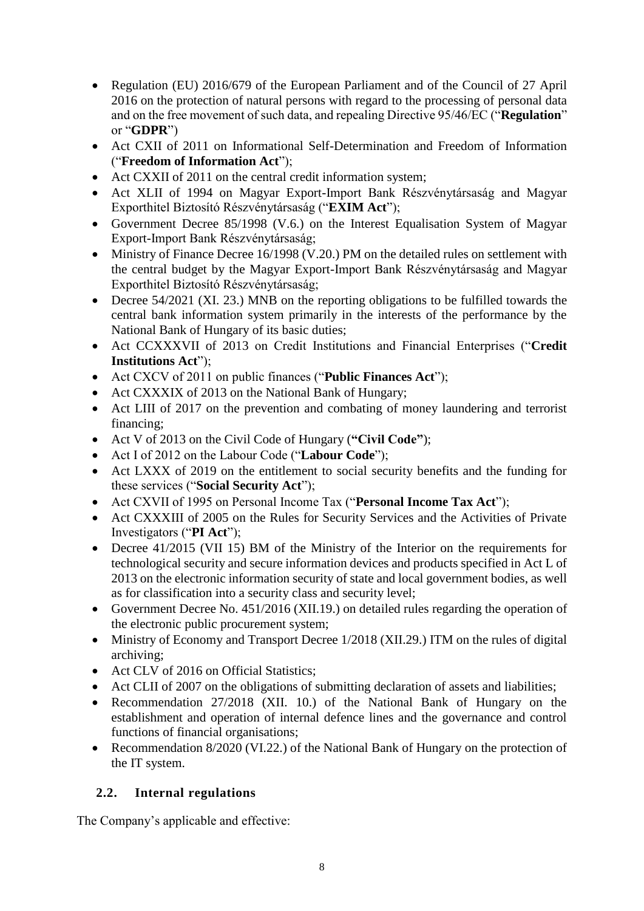- Regulation (EU) 2016/679 of the European Parliament and of the Council of 27 April 2016 on the protection of natural persons with regard to the processing of personal data and on the free movement of such data, and repealing Directive 95/46/EC ("**Regulation**" or "**GDPR**")
- Act CXII of 2011 on Informational Self-Determination and Freedom of Information ("**Freedom of Information Act**");
- Act CXXII of 2011 on the central credit information system;
- Act XLII of 1994 on Magyar Export-Import Bank Részvénytársaság and Magyar Exporthitel Biztosító Részvénytársaság ("**EXIM Act**");
- Government Decree 85/1998 (V.6.) on the Interest Equalisation System of Magyar Export-Import Bank Részvénytársaság;
- Ministry of Finance Decree 16/1998 (V.20.) PM on the detailed rules on settlement with the central budget by the Magyar Export-Import Bank Részvénytársaság and Magyar Exporthitel Biztosító Részvénytársaság;
- Decree 54/2021 (XI. 23.) MNB on the reporting obligations to be fulfilled towards the central bank information system primarily in the interests of the performance by the National Bank of Hungary of its basic duties;
- Act CCXXXVII of 2013 on Credit Institutions and Financial Enterprises ("**Credit Institutions Act**");
- Act CXCV of 2011 on public finances ("**Public Finances Act**");
- Act CXXXIX of 2013 on the National Bank of Hungary;
- Act LIII of 2017 on the prevention and combating of money laundering and terrorist financing;
- Act V of 2013 on the Civil Code of Hungary (**"Civil Code"**);
- Act I of 2012 on the Labour Code ("**Labour Code**");
- Act LXXX of 2019 on the entitlement to social security benefits and the funding for these services ("**Social Security Act**");
- Act CXVII of 1995 on Personal Income Tax ("**Personal Income Tax Act**");
- Act CXXXIII of 2005 on the Rules for Security Services and the Activities of Private Investigators ("**PI Act**");
- Decree 41/2015 (VII 15) BM of the Ministry of the Interior on the requirements for technological security and secure information devices and products specified in Act L of 2013 on the electronic information security of state and local government bodies, as well as for classification into a security class and security level;
- Government Decree No. 451/2016 (XII.19.) on detailed rules regarding the operation of the electronic public procurement system;
- Ministry of Economy and Transport Decree 1/2018 (XII.29.) ITM on the rules of digital archiving;
- Act CLV of 2016 on Official Statistics;
- Act CLII of 2007 on the obligations of submitting declaration of assets and liabilities;
- Recommendation 27/2018 (XII. 10.) of the National Bank of Hungary on the establishment and operation of internal defence lines and the governance and control functions of financial organisations;
- Recommendation 8/2020 (VI.22.) of the National Bank of Hungary on the protection of the IT system.

### 2.2. Internal regulations

The Company's applicable and effective: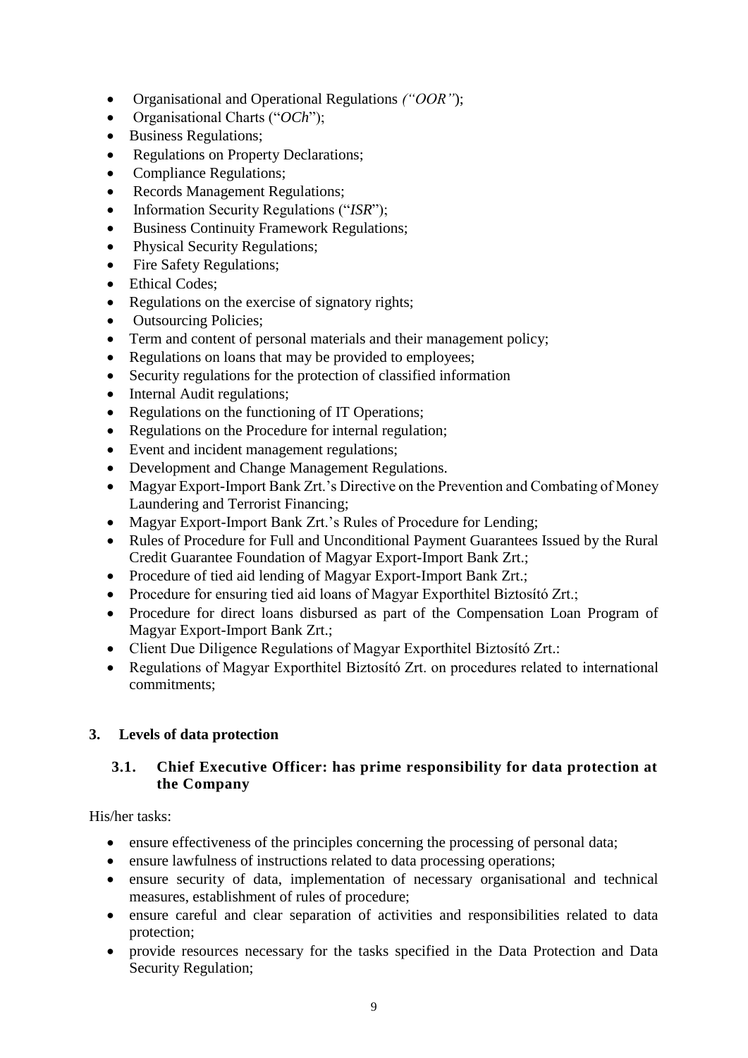- Organisational and Operational Regulations *("OOR"*);
- Organisational Charts ("*OCh*");
- Business Regulations;
- Regulations on Property Declarations;
- Compliance Regulations;
- Records Management Regulations;
- Information Security Regulations ("*ISR*");
- Business Continuity Framework Regulations;
- Physical Security Regulations;
- Fire Safety Regulations;
- Ethical Codes;
- Regulations on the exercise of signatory rights;
- Outsourcing Policies;
- Term and content of personal materials and their management policy;
- Regulations on loans that may be provided to employees;
- Security regulations for the protection of classified information
- Internal Audit regulations;
- Regulations on the functioning of IT Operations;
- Regulations on the Procedure for internal regulation;
- Event and incident management regulations;
- Development and Change Management Regulations.
- Magyar Export-Import Bank Zrt.'s Directive on the Prevention and Combating of Money Laundering and Terrorist Financing;
- Magyar Export-Import Bank Zrt.'s Rules of Procedure for Lending;
- Rules of Procedure for Full and Unconditional Payment Guarantees Issued by the Rural Credit Guarantee Foundation of Magyar Export-Import Bank Zrt.;
- Procedure of tied aid lending of Magyar Export-Import Bank Zrt.;
- Procedure for ensuring tied aid loans of Magyar Exporthitel Biztosító Zrt.;
- Procedure for direct loans disbursed as part of the Compensation Loan Program of Magyar Export-Import Bank Zrt.;
- Client Due Diligence Regulations of Magyar Exporthitel Biztosító Zrt.:
- Regulations of Magyar Exporthitel Biztosító Zrt. on procedures related to international commitments;

## 3. Levels of data protection

### 3.1. Chief Executive Officer: has prime responsibility for data protection at the Company

His/her tasks:

- ensure effectiveness of the principles concerning the processing of personal data;
- ensure lawfulness of instructions related to data processing operations;
- ensure security of data, implementation of necessary organisational and technical measures, establishment of rules of procedure;
- ensure careful and clear separation of activities and responsibilities related to data protection;
- provide resources necessary for the tasks specified in the Data Protection and Data Security Regulation;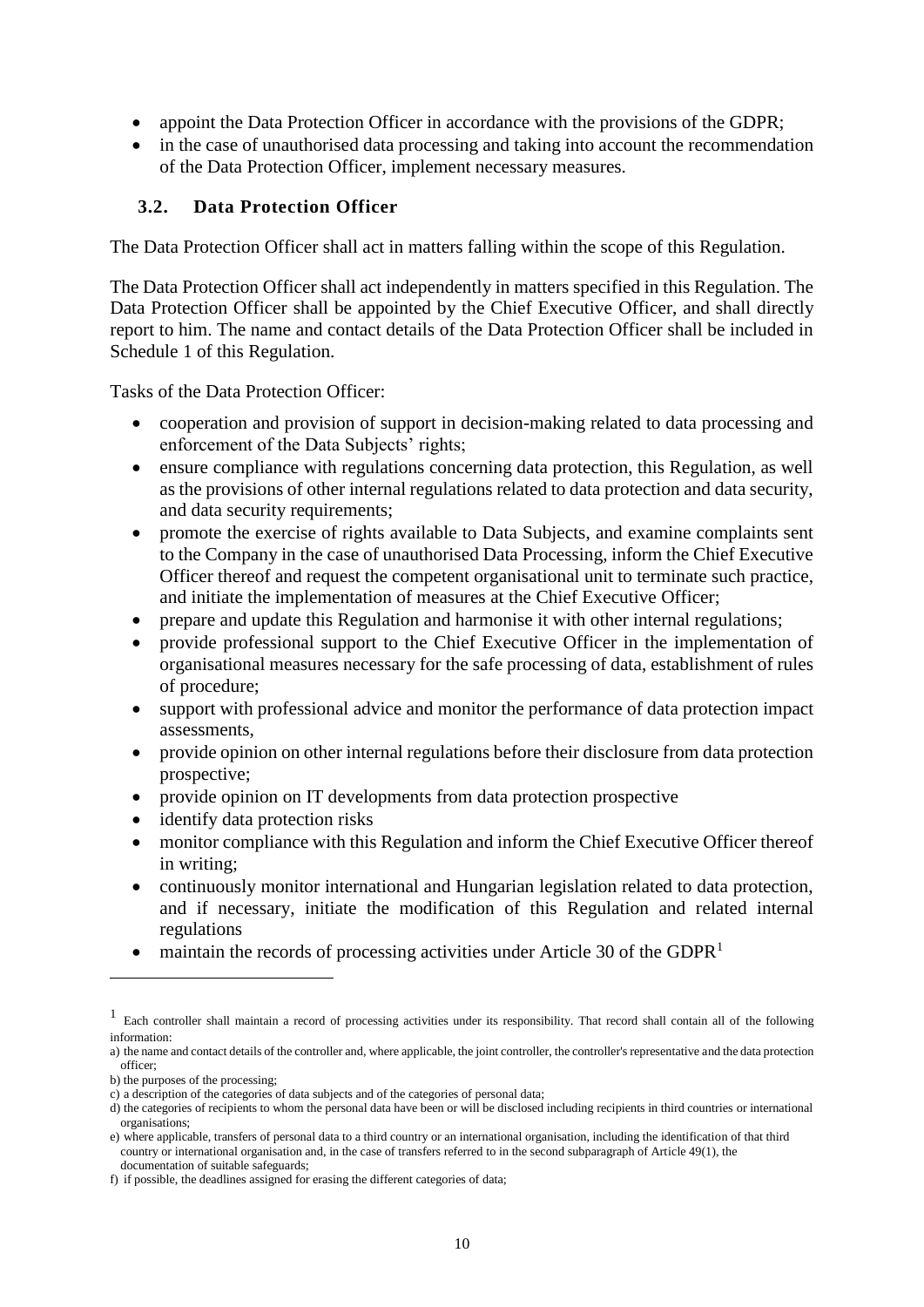- appoint the Data Protection Officer in accordance with the provisions of the GDPR;
- in the case of unauthorised data processing and taking into account the recommendation of the Data Protection Officer, implement necessary measures.

### 3.2. Data Protection Officer

The Data Protection Officer shall act in matters falling within the scope of this Regulation.

The Data Protection Officer shall act independently in matters specified in this Regulation. The Data Protection Officer shall be appointed by the Chief Executive Officer, and shall directly report to him. The name and contact details of the Data Protection Officer shall be included in Schedule 1 of this Regulation.

Tasks of the Data Protection Officer:

- cooperation and provision of support in decision-making related to data processing and enforcement of the Data Subjects' rights;
- ensure compliance with regulations concerning data protection, this Regulation, as well as the provisions of other internal regulations related to data protection and data security, and data security requirements;
- promote the exercise of rights available to Data Subjects, and examine complaints sent to the Company in the case of unauthorised Data Processing, inform the Chief Executive Officer thereof and request the competent organisational unit to terminate such practice, and initiate the implementation of measures at the Chief Executive Officer;
- prepare and update this Regulation and harmonise it with other internal regulations;
- provide professional support to the Chief Executive Officer in the implementation of organisational measures necessary for the safe processing of data, establishment of rules of procedure;
- support with professional advice and monitor the performance of data protection impact assessments,
- provide opinion on other internal regulations before their disclosure from data protection prospective;
- provide opinion on IT developments from data protection prospective
- identify data protection risks
- monitor compliance with this Regulation and inform the Chief Executive Officer thereof in writing;
- continuously monitor international and Hungarian legislation related to data protection, and if necessary, initiate the modification of this Regulation and related internal regulations
- maintain the records of processing activities under Article 30 of the GDPR[1]

---

[1] Each controller shall maintain a record of processing activities under its responsibility. That record shall contain all of the following information:

a) the name and contact details of the controller and, where applicable, the joint controller, the controller's representative and the data protection officer;

b) the purposes of the processing;

c) a description of the categories of data subjects and of the categories of personal data;

d) the categories of recipients to whom the personal data have been or will be disclosed including recipients in third countries or international organisations;

e) where applicable, transfers of personal data to a third country or an international organisation, including the identification of that third country or international organisation and, in the case of transfers referred to in the second subparagraph of Article 49(1), the documentation of suitable safeguards;

f) if possible, the deadlines assigned for erasing the different categories of data;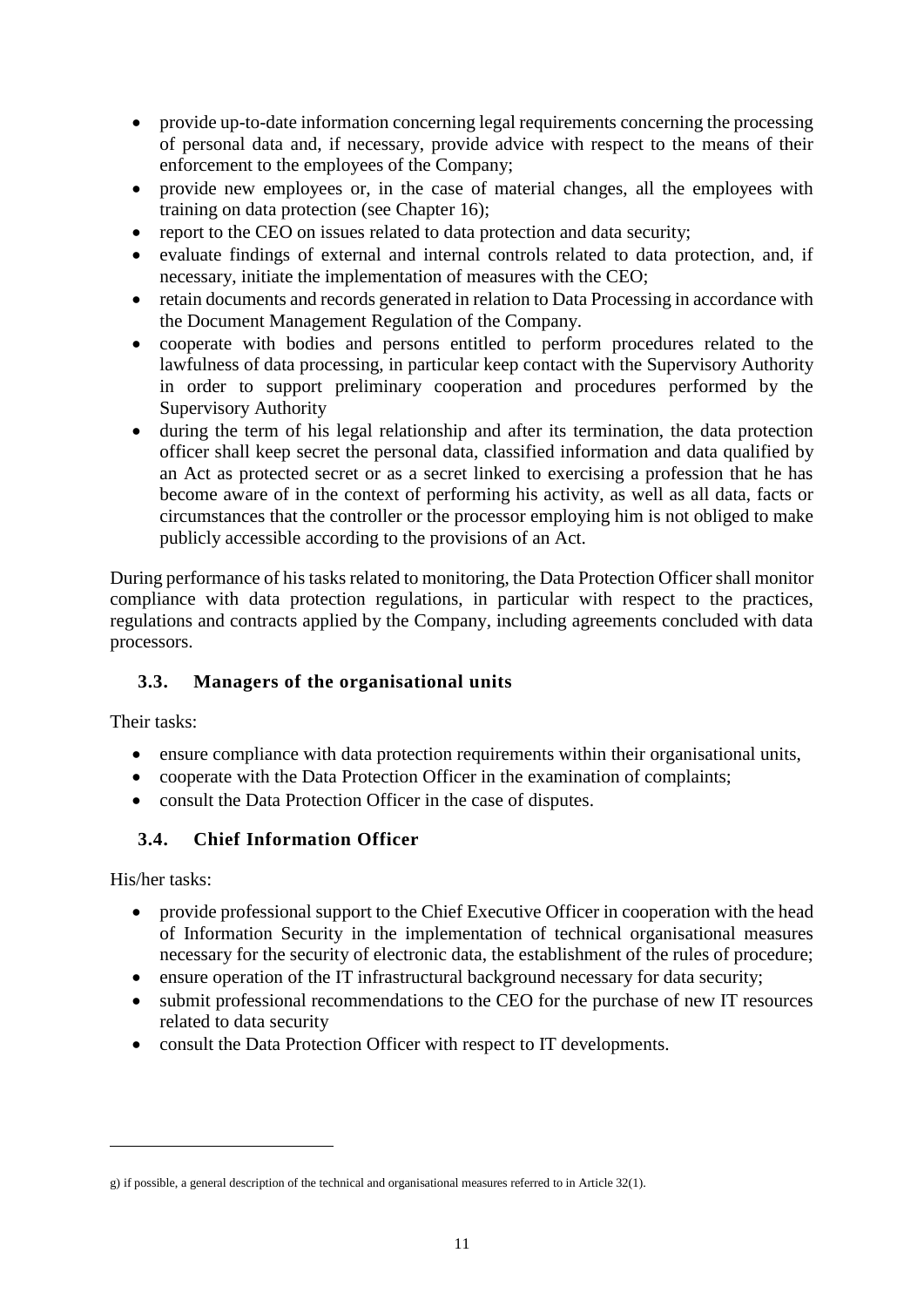- provide up-to-date information concerning legal requirements concerning the processing of personal data and, if necessary, provide advice with respect to the means of their enforcement to the employees of the Company;
- provide new employees or, in the case of material changes, all the employees with training on data protection (see Chapter 16);
- report to the CEO on issues related to data protection and data security;
- evaluate findings of external and internal controls related to data protection, and, if necessary, initiate the implementation of measures with the CEO;
- retain documents and records generated in relation to Data Processing in accordance with the Document Management Regulation of the Company.
- cooperate with bodies and persons entitled to perform procedures related to the lawfulness of data processing, in particular keep contact with the Supervisory Authority in order to support preliminary cooperation and procedures performed by the Supervisory Authority
- during the term of his legal relationship and after its termination, the data protection officer shall keep secret the personal data, classified information and data qualified by an Act as protected secret or as a secret linked to exercising a profession that he has become aware of in the context of performing his activity, as well as all data, facts or circumstances that the controller or the processor employing him is not obliged to make publicly accessible according to the provisions of an Act.

During performance of his tasks related to monitoring, the Data Protection Officer shall monitor compliance with data protection regulations, in particular with respect to the practices, regulations and contracts applied by the Company, including agreements concluded with data processors.

### 3.3. Managers of the organisational units

Their tasks:

- ensure compliance with data protection requirements within their organisational units,
- cooperate with the Data Protection Officer in the examination of complaints;
- consult the Data Protection Officer in the case of disputes.

### 3.4. Chief Information Officer

His/her tasks:

- provide professional support to the Chief Executive Officer in cooperation with the head of Information Security in the implementation of technical organisational measures necessary for the security of electronic data, the establishment of the rules of procedure;
- ensure operation of the IT infrastructural background necessary for data security;
- submit professional recommendations to the CEO for the purchase of new IT resources related to data security
- consult the Data Protection Officer with respect to IT developments.

---

g) if possible, a general description of the technical and organisational measures referred to in Article 32(1).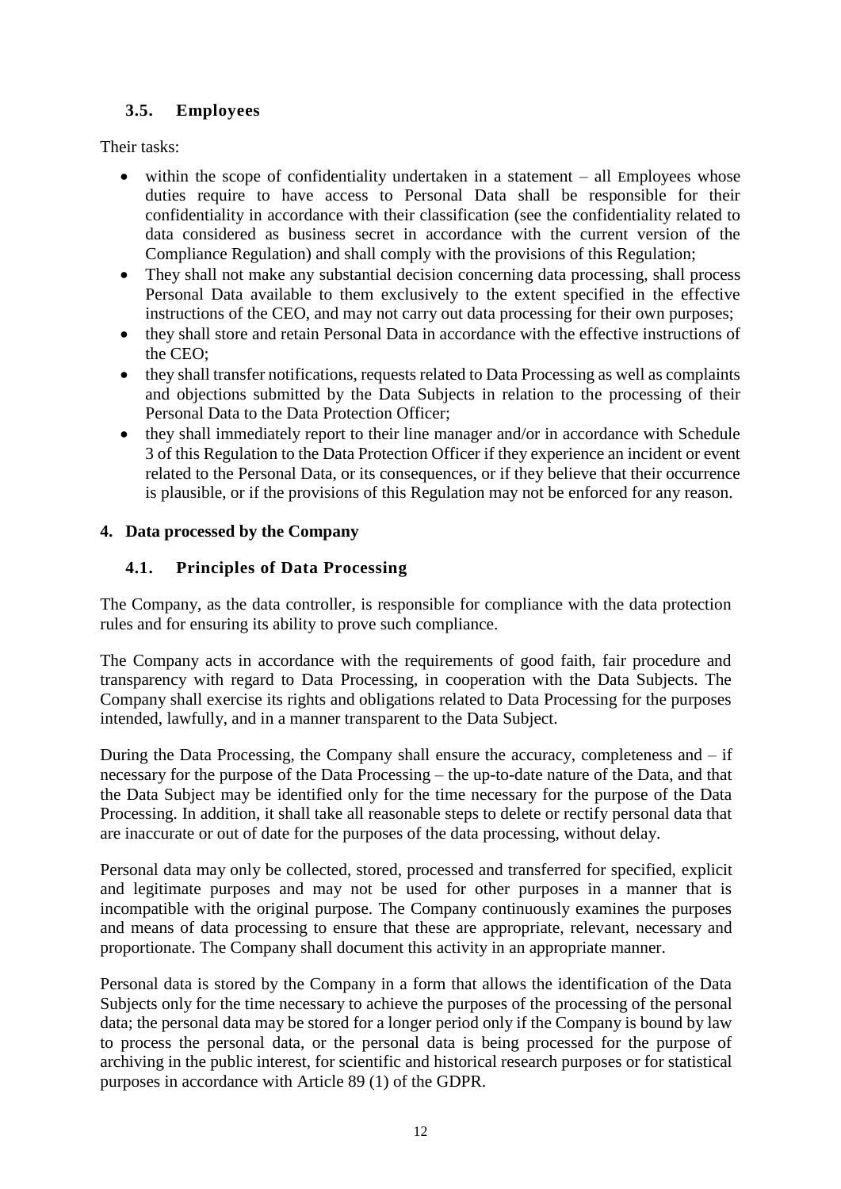### 3.5. Employees

Their tasks:

- within the scope of confidentiality undertaken in a statement – all Employees whose duties require to have access to Personal Data shall be responsible for their confidentiality in accordance with their classification (see the confidentiality related to data considered as business secret in accordance with the current version of the Compliance Regulation) and shall comply with the provisions of this Regulation;
- They shall not make any substantial decision concerning data processing, shall process Personal Data available to them exclusively to the extent specified in the effective instructions of the CEO, and may not carry out data processing for their own purposes;
- they shall store and retain Personal Data in accordance with the effective instructions of the CEO;
- they shall transfer notifications, requests related to Data Processing as well as complaints and objections submitted by the Data Subjects in relation to the processing of their Personal Data to the Data Protection Officer;
- they shall immediately report to their line manager and/or in accordance with Schedule 3 of this Regulation to the Data Protection Officer if they experience an incident or event related to the Personal Data, or its consequences, or if they believe that their occurrence is plausible, or if the provisions of this Regulation may not be enforced for any reason.

## 4. Data processed by the Company

### 4.1. Principles of Data Processing

The Company, as the data controller, is responsible for compliance with the data protection rules and for ensuring its ability to prove such compliance.

The Company acts in accordance with the requirements of good faith, fair procedure and transparency with regard to Data Processing, in cooperation with the Data Subjects. The Company shall exercise its rights and obligations related to Data Processing for the purposes intended, lawfully, and in a manner transparent to the Data Subject.

During the Data Processing, the Company shall ensure the accuracy, completeness and – if necessary for the purpose of the Data Processing – the up-to-date nature of the Data, and that the Data Subject may be identified only for the time necessary for the purpose of the Data Processing. In addition, it shall take all reasonable steps to delete or rectify personal data that are inaccurate or out of date for the purposes of the data processing, without delay.

Personal data may only be collected, stored, processed and transferred for specified, explicit and legitimate purposes and may not be used for other purposes in a manner that is incompatible with the original purpose. The Company continuously examines the purposes and means of data processing to ensure that these are appropriate, relevant, necessary and proportionate. The Company shall document this activity in an appropriate manner.

Personal data is stored by the Company in a form that allows the identification of the Data Subjects only for the time necessary to achieve the purposes of the processing of the personal data; the personal data may be stored for a longer period only if the Company is bound by law to process the personal data, or the personal data is being processed for the purpose of archiving in the public interest, for scientific and historical research purposes or for statistical purposes in accordance with Article 89 (1) of the GDPR.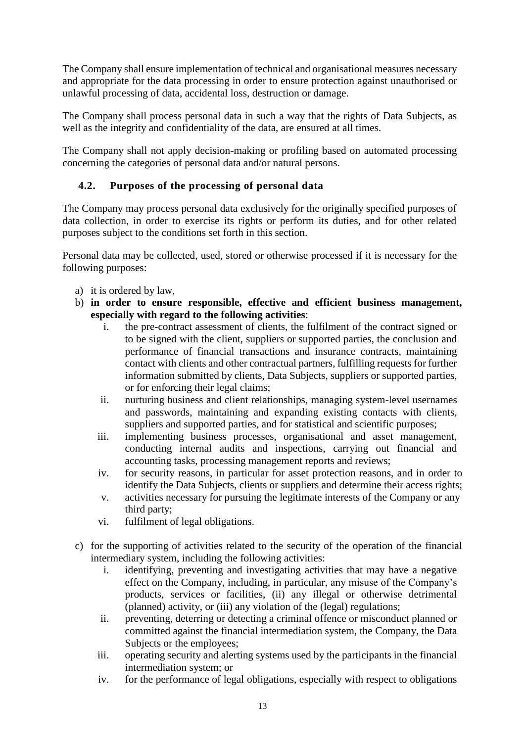The Company shall ensure implementation of technical and organisational measures necessary and appropriate for the data processing in order to ensure protection against unauthorised or unlawful processing of data, accidental loss, destruction or damage.

The Company shall process personal data in such a way that the rights of Data Subjects, as well as the integrity and confidentiality of the data, are ensured at all times.

The Company shall not apply decision-making or profiling based on automated processing concerning the categories of personal data and/or natural persons.

### 4.2. Purposes of the processing of personal data

The Company may process personal data exclusively for the originally specified purposes of data collection, in order to exercise its rights or perform its duties, and for other related purposes subject to the conditions set forth in this section.

Personal data may be collected, used, stored or otherwise processed if it is necessary for the following purposes:

a) it is ordered by law,
b) **in order to ensure responsible, effective and efficient business management, especially with regard to the following activities**:
   i. the pre-contract assessment of clients, the fulfilment of the contract signed or to be signed with the client, suppliers or supported parties, the conclusion and performance of financial transactions and insurance contracts, maintaining contact with clients and other contractual partners, fulfilling requests for further information submitted by clients, Data Subjects, suppliers or supported parties, or for enforcing their legal claims;
   ii. nurturing business and client relationships, managing system-level usernames and passwords, maintaining and expanding existing contacts with clients, suppliers and supported parties, and for statistical and scientific purposes;
   iii. implementing business processes, organisational and asset management, conducting internal audits and inspections, carrying out financial and accounting tasks, processing management reports and reviews;
   iv. for security reasons, in particular for asset protection reasons, and in order to identify the Data Subjects, clients or suppliers and determine their access rights;
   v. activities necessary for pursuing the legitimate interests of the Company or any third party;
   vi. fulfilment of legal obligations.
c) for the supporting of activities related to the security of the operation of the financial intermediary system, including the following activities:
   i. identifying, preventing and investigating activities that may have a negative effect on the Company, including, in particular, any misuse of the Company's products, services or facilities, (ii) any illegal or otherwise detrimental (planned) activity, or (iii) any violation of the (legal) regulations;
   ii. preventing, deterring or detecting a criminal offence or misconduct planned or committed against the financial intermediation system, the Company, the Data Subjects or the employees;
   iii. operating security and alerting systems used by the participants in the financial intermediation system; or
   iv. for the performance of legal obligations, especially with respect to obligations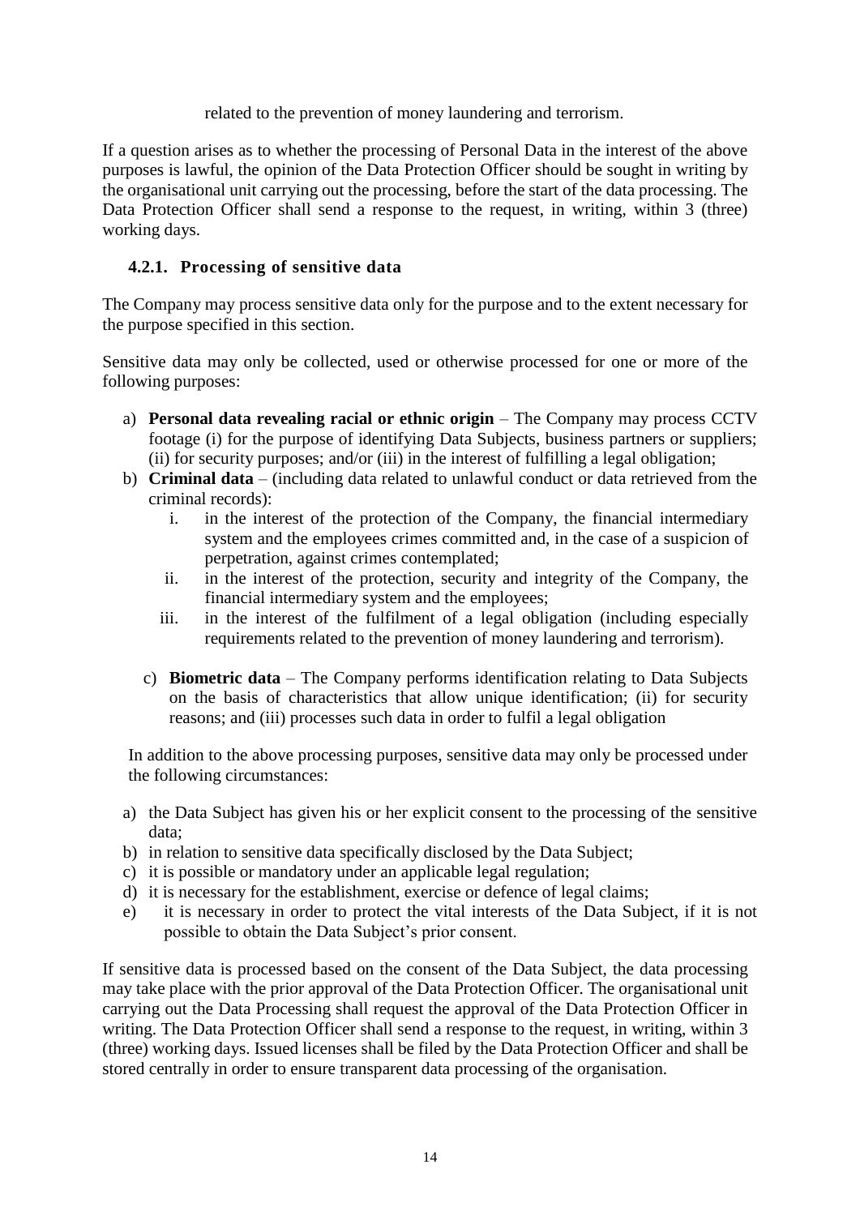related to the prevention of money laundering and terrorism.

If a question arises as to whether the processing of Personal Data in the interest of the above purposes is lawful, the opinion of the Data Protection Officer should be sought in writing by the organisational unit carrying out the processing, before the start of the data processing. The Data Protection Officer shall send a response to the request, in writing, within 3 (three) working days.

### 4.2.1. Processing of sensitive data

The Company may process sensitive data only for the purpose and to the extent necessary for the purpose specified in this section.

Sensitive data may only be collected, used or otherwise processed for one or more of the following purposes:

a) **Personal data revealing racial or ethnic origin** – The Company may process CCTV footage (i) for the purpose of identifying Data Subjects, business partners or suppliers; (ii) for security purposes; and/or (iii) in the interest of fulfilling a legal obligation;
b) **Criminal data** – (including data related to unlawful conduct or data retrieved from the criminal records):
   i. in the interest of the protection of the Company, the financial intermediary system and the employees crimes committed and, in the case of a suspicion of perpetration, against crimes contemplated;
   ii. in the interest of the protection, security and integrity of the Company, the financial intermediary system and the employees;
   iii. in the interest of the fulfilment of a legal obligation (including especially requirements related to the prevention of money laundering and terrorism).
c) **Biometric data** – The Company performs identification relating to Data Subjects on the basis of characteristics that allow unique identification; (ii) for security reasons; and (iii) processes such data in order to fulfil a legal obligation

In addition to the above processing purposes, sensitive data may only be processed under the following circumstances:

a) the Data Subject has given his or her explicit consent to the processing of the sensitive data;
b) in relation to sensitive data specifically disclosed by the Data Subject;
c) it is possible or mandatory under an applicable legal regulation;
d) it is necessary for the establishment, exercise or defence of legal claims;
e) it is necessary in order to protect the vital interests of the Data Subject, if it is not possible to obtain the Data Subject's prior consent.

If sensitive data is processed based on the consent of the Data Subject, the data processing may take place with the prior approval of the Data Protection Officer. The organisational unit carrying out the Data Processing shall request the approval of the Data Protection Officer in writing. The Data Protection Officer shall send a response to the request, in writing, within 3 (three) working days. Issued licenses shall be filed by the Data Protection Officer and shall be stored centrally in order to ensure transparent data processing of the organisation.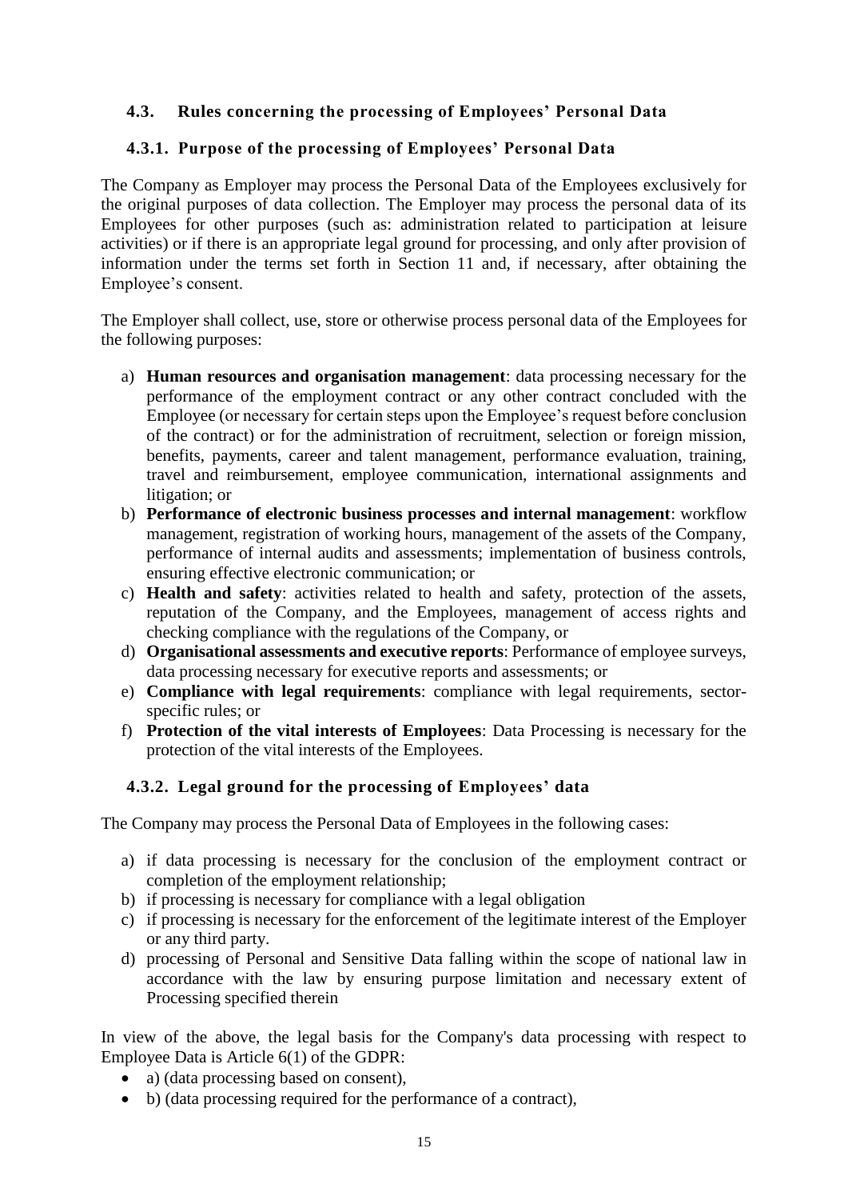### 4.3. Rules concerning the processing of Employees' Personal Data

#### 4.3.1. Purpose of the processing of Employees' Personal Data

The Company as Employer may process the Personal Data of the Employees exclusively for the original purposes of data collection. The Employer may process the personal data of its Employees for other purposes (such as: administration related to participation at leisure activities) or if there is an appropriate legal ground for processing, and only after provision of information under the terms set forth in Section 11 and, if necessary, after obtaining the Employee's consent.

The Employer shall collect, use, store or otherwise process personal data of the Employees for the following purposes:

a) **Human resources and organisation management**: data processing necessary for the performance of the employment contract or any other contract concluded with the Employee (or necessary for certain steps upon the Employee's request before conclusion of the contract) or for the administration of recruitment, selection or foreign mission, benefits, payments, career and talent management, performance evaluation, training, travel and reimbursement, employee communication, international assignments and litigation; or
b) **Performance of electronic business processes and internal management**: workflow management, registration of working hours, management of the assets of the Company, performance of internal audits and assessments; implementation of business controls, ensuring effective electronic communication; or
c) **Health and safety**: activities related to health and safety, protection of the assets, reputation of the Company, and the Employees, management of access rights and checking compliance with the regulations of the Company, or
d) **Organisational assessments and executive reports**: Performance of employee surveys, data processing necessary for executive reports and assessments; or
e) **Compliance with legal requirements**: compliance with legal requirements, sector-specific rules; or
f) **Protection of the vital interests of Employees**: Data Processing is necessary for the protection of the vital interests of the Employees.

#### 4.3.2. Legal ground for the processing of Employees' data

The Company may process the Personal Data of Employees in the following cases:

a) if data processing is necessary for the conclusion of the employment contract or completion of the employment relationship;
b) if processing is necessary for compliance with a legal obligation
c) if processing is necessary for the enforcement of the legitimate interest of the Employer or any third party.
d) processing of Personal and Sensitive Data falling within the scope of national law in accordance with the law by ensuring purpose limitation and necessary extent of Processing specified therein

In view of the above, the legal basis for the Company's data processing with respect to Employee Data is Article 6(1) of the GDPR:

- a) (data processing based on consent),
- b) (data processing required for the performance of a contract),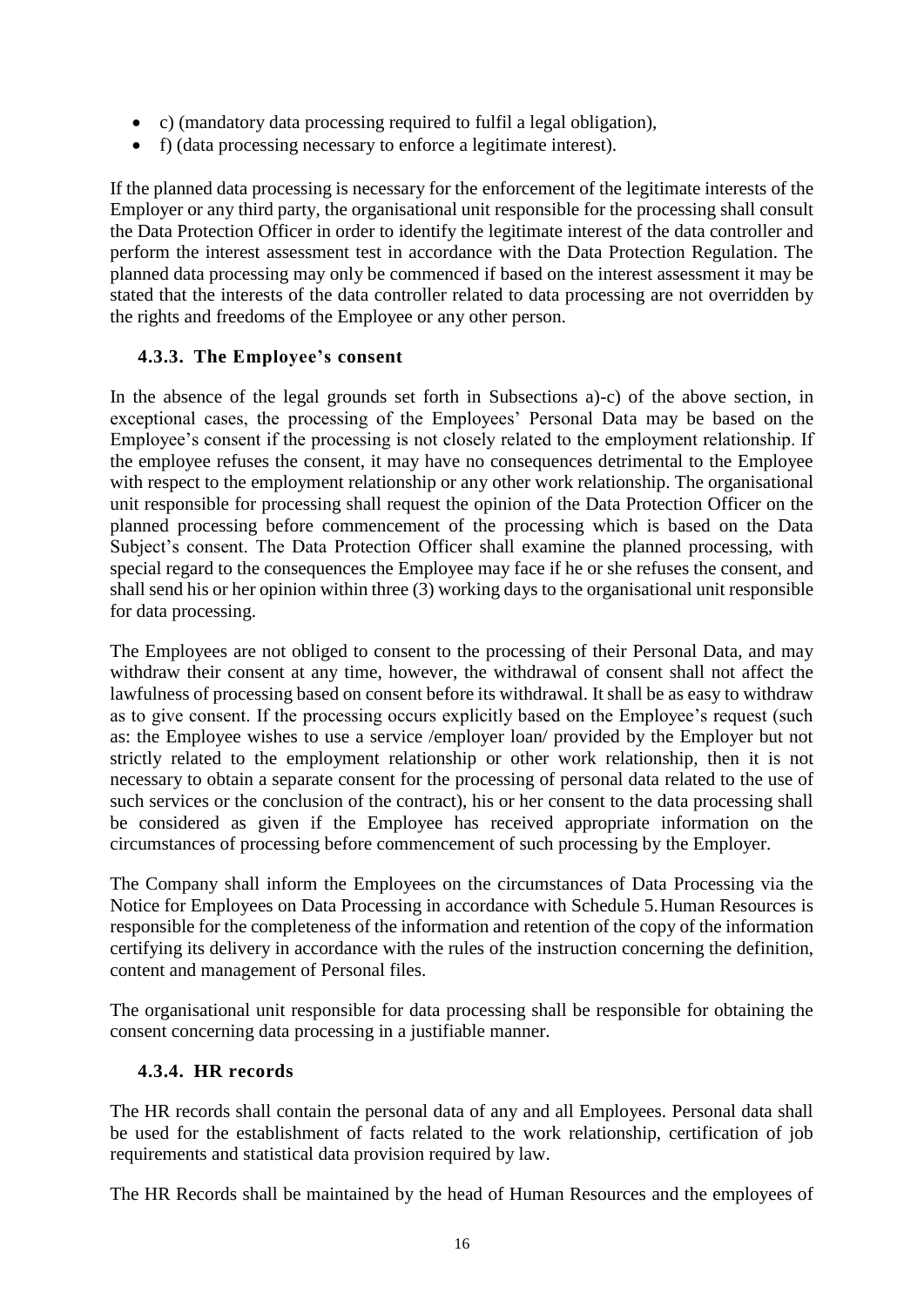- c) (mandatory data processing required to fulfil a legal obligation),
- f) (data processing necessary to enforce a legitimate interest).

If the planned data processing is necessary for the enforcement of the legitimate interests of the Employer or any third party, the organisational unit responsible for the processing shall consult the Data Protection Officer in order to identify the legitimate interest of the data controller and perform the interest assessment test in accordance with the Data Protection Regulation. The planned data processing may only be commenced if based on the interest assessment it may be stated that the interests of the data controller related to data processing are not overridden by the rights and freedoms of the Employee or any other person.

### 4.3.3. The Employee's consent

In the absence of the legal grounds set forth in Subsections a)-c) of the above section, in exceptional cases, the processing of the Employees' Personal Data may be based on the Employee's consent if the processing is not closely related to the employment relationship. If the employee refuses the consent, it may have no consequences detrimental to the Employee with respect to the employment relationship or any other work relationship. The organisational unit responsible for processing shall request the opinion of the Data Protection Officer on the planned processing before commencement of the processing which is based on the Data Subject's consent. The Data Protection Officer shall examine the planned processing, with special regard to the consequences the Employee may face if he or she refuses the consent, and shall send his or her opinion within three (3) working days to the organisational unit responsible for data processing.

The Employees are not obliged to consent to the processing of their Personal Data, and may withdraw their consent at any time, however, the withdrawal of consent shall not affect the lawfulness of processing based on consent before its withdrawal. It shall be as easy to withdraw as to give consent. If the processing occurs explicitly based on the Employee's request (such as: the Employee wishes to use a service /employer loan/ provided by the Employer but not strictly related to the employment relationship or other work relationship, then it is not necessary to obtain a separate consent for the processing of personal data related to the use of such services or the conclusion of the contract), his or her consent to the data processing shall be considered as given if the Employee has received appropriate information on the circumstances of processing before commencement of such processing by the Employer.

The Company shall inform the Employees on the circumstances of Data Processing via the Notice for Employees on Data Processing in accordance with Schedule 5. Human Resources is responsible for the completeness of the information and retention of the copy of the information certifying its delivery in accordance with the rules of the instruction concerning the definition, content and management of Personal files.

The organisational unit responsible for data processing shall be responsible for obtaining the consent concerning data processing in a justifiable manner.

### 4.3.4. HR records

The HR records shall contain the personal data of any and all Employees. Personal data shall be used for the establishment of facts related to the work relationship, certification of job requirements and statistical data provision required by law.

The HR Records shall be maintained by the head of Human Resources and the employees of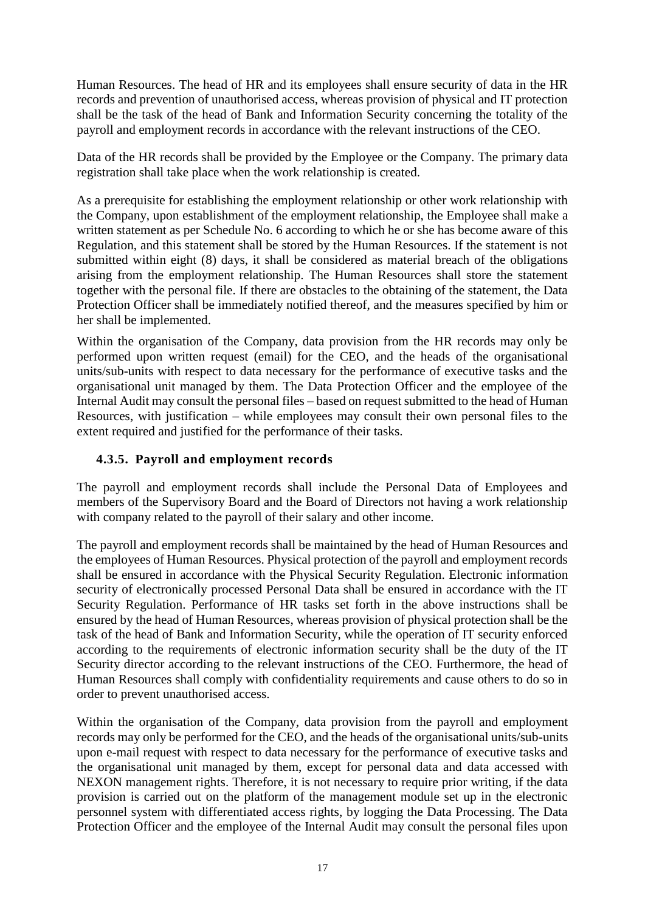Human Resources. The head of HR and its employees shall ensure security of data in the HR records and prevention of unauthorised access, whereas provision of physical and IT protection shall be the task of the head of Bank and Information Security concerning the totality of the payroll and employment records in accordance with the relevant instructions of the CEO.

Data of the HR records shall be provided by the Employee or the Company. The primary data registration shall take place when the work relationship is created.

As a prerequisite for establishing the employment relationship or other work relationship with the Company, upon establishment of the employment relationship, the Employee shall make a written statement as per Schedule No. 6 according to which he or she has become aware of this Regulation, and this statement shall be stored by the Human Resources. If the statement is not submitted within eight (8) days, it shall be considered as material breach of the obligations arising from the employment relationship. The Human Resources shall store the statement together with the personal file. If there are obstacles to the obtaining of the statement, the Data Protection Officer shall be immediately notified thereof, and the measures specified by him or her shall be implemented.

Within the organisation of the Company, data provision from the HR records may only be performed upon written request (email) for the CEO, and the heads of the organisational units/sub-units with respect to data necessary for the performance of executive tasks and the organisational unit managed by them. The Data Protection Officer and the employee of the Internal Audit may consult the personal files – based on request submitted to the head of Human Resources, with justification – while employees may consult their own personal files to the extent required and justified for the performance of their tasks.

### 4.3.5. Payroll and employment records

The payroll and employment records shall include the Personal Data of Employees and members of the Supervisory Board and the Board of Directors not having a work relationship with company related to the payroll of their salary and other income.

The payroll and employment records shall be maintained by the head of Human Resources and the employees of Human Resources. Physical protection of the payroll and employment records shall be ensured in accordance with the Physical Security Regulation. Electronic information security of electronically processed Personal Data shall be ensured in accordance with the IT Security Regulation. Performance of HR tasks set forth in the above instructions shall be ensured by the head of Human Resources, whereas provision of physical protection shall be the task of the head of Bank and Information Security, while the operation of IT security enforced according to the requirements of electronic information security shall be the duty of the IT Security director according to the relevant instructions of the CEO. Furthermore, the head of Human Resources shall comply with confidentiality requirements and cause others to do so in order to prevent unauthorised access.

Within the organisation of the Company, data provision from the payroll and employment records may only be performed for the CEO, and the heads of the organisational units/sub-units upon e-mail request with respect to data necessary for the performance of executive tasks and the organisational unit managed by them, except for personal data and data accessed with NEXON management rights. Therefore, it is not necessary to require prior writing, if the data provision is carried out on the platform of the management module set up in the electronic personnel system with differentiated access rights, by logging the Data Processing. The Data Protection Officer and the employee of the Internal Audit may consult the personal files upon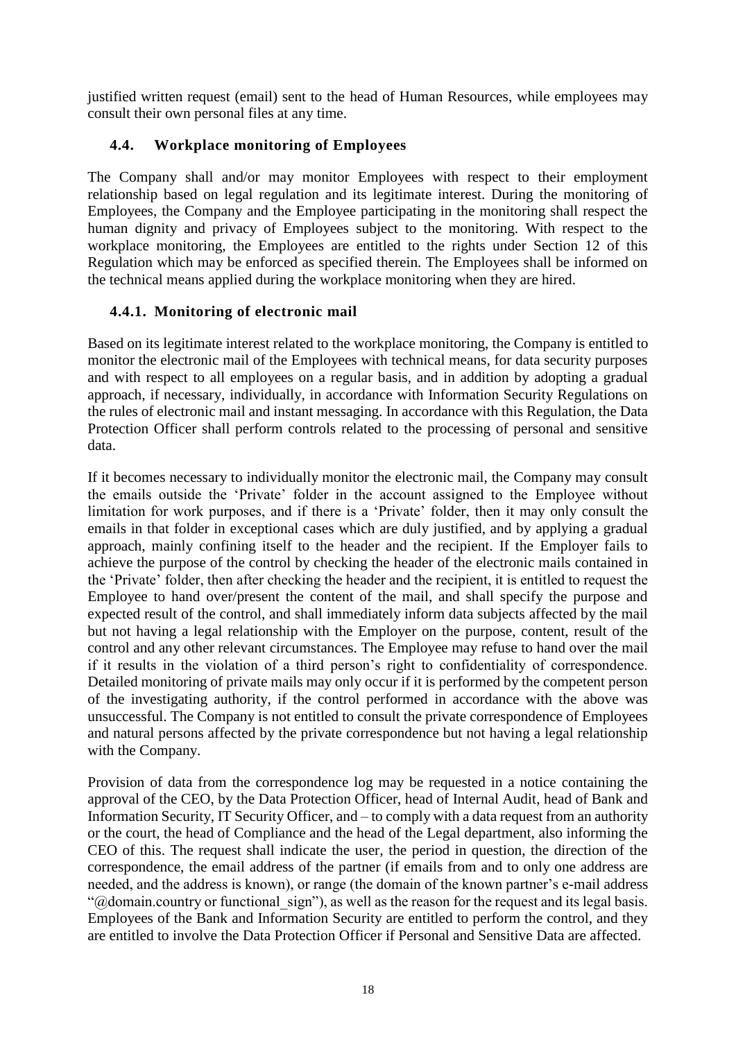justified written request (email) sent to the head of Human Resources, while employees may consult their own personal files at any time.

### 4.4. Workplace monitoring of Employees

The Company shall and/or may monitor Employees with respect to their employment relationship based on legal regulation and its legitimate interest. During the monitoring of Employees, the Company and the Employee participating in the monitoring shall respect the human dignity and privacy of Employees subject to the monitoring. With respect to the workplace monitoring, the Employees are entitled to the rights under Section 12 of this Regulation which may be enforced as specified therein. The Employees shall be informed on the technical means applied during the workplace monitoring when they are hired.

#### 4.4.1. Monitoring of electronic mail

Based on its legitimate interest related to the workplace monitoring, the Company is entitled to monitor the electronic mail of the Employees with technical means, for data security purposes and with respect to all employees on a regular basis, and in addition by adopting a gradual approach, if necessary, individually, in accordance with Information Security Regulations on the rules of electronic mail and instant messaging. In accordance with this Regulation, the Data Protection Officer shall perform controls related to the processing of personal and sensitive data.

If it becomes necessary to individually monitor the electronic mail, the Company may consult the emails outside the 'Private' folder in the account assigned to the Employee without limitation for work purposes, and if there is a 'Private' folder, then it may only consult the emails in that folder in exceptional cases which are duly justified, and by applying a gradual approach, mainly confining itself to the header and the recipient. If the Employer fails to achieve the purpose of the control by checking the header of the electronic mails contained in the 'Private' folder, then after checking the header and the recipient, it is entitled to request the Employee to hand over/present the content of the mail, and shall specify the purpose and expected result of the control, and shall immediately inform data subjects affected by the mail but not having a legal relationship with the Employer on the purpose, content, result of the control and any other relevant circumstances. The Employee may refuse to hand over the mail if it results in the violation of a third person's right to confidentiality of correspondence. Detailed monitoring of private mails may only occur if it is performed by the competent person of the investigating authority, if the control performed in accordance with the above was unsuccessful. The Company is not entitled to consult the private correspondence of Employees and natural persons affected by the private correspondence but not having a legal relationship with the Company.

Provision of data from the correspondence log may be requested in a notice containing the approval of the CEO, by the Data Protection Officer, head of Internal Audit, head of Bank and Information Security, IT Security Officer, and – to comply with a data request from an authority or the court, the head of Compliance and the head of the Legal department, also informing the CEO of this. The request shall indicate the user, the period in question, the direction of the correspondence, the email address of the partner (if emails from and to only one address are needed, and the address is known), or range (the domain of the known partner's e-mail address "@domain.country or functional_sign"), as well as the reason for the request and its legal basis. Employees of the Bank and Information Security are entitled to perform the control, and they are entitled to involve the Data Protection Officer if Personal and Sensitive Data are affected.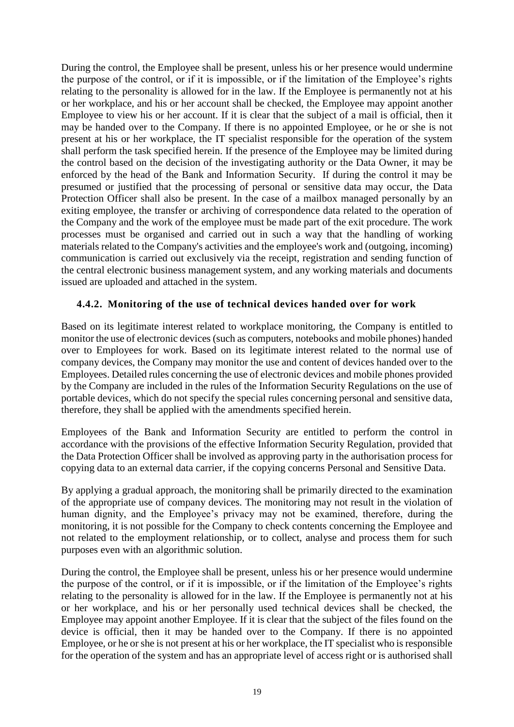During the control, the Employee shall be present, unless his or her presence would undermine the purpose of the control, or if it is impossible, or if the limitation of the Employee's rights relating to the personality is allowed for in the law. If the Employee is permanently not at his or her workplace, and his or her account shall be checked, the Employee may appoint another Employee to view his or her account. If it is clear that the subject of a mail is official, then it may be handed over to the Company. If there is no appointed Employee, or he or she is not present at his or her workplace, the IT specialist responsible for the operation of the system shall perform the task specified herein. If the presence of the Employee may be limited during the control based on the decision of the investigating authority or the Data Owner, it may be enforced by the head of the Bank and Information Security. If during the control it may be presumed or justified that the processing of personal or sensitive data may occur, the Data Protection Officer shall also be present. In the case of a mailbox managed personally by an exiting employee, the transfer or archiving of correspondence data related to the operation of the Company and the work of the employee must be made part of the exit procedure. The work processes must be organised and carried out in such a way that the handling of working materials related to the Company's activities and the employee's work and (outgoing, incoming) communication is carried out exclusively via the receipt, registration and sending function of the central electronic business management system, and any working materials and documents issued are uploaded and attached in the system.

### 4.4.2. Monitoring of the use of technical devices handed over for work

Based on its legitimate interest related to workplace monitoring, the Company is entitled to monitor the use of electronic devices (such as computers, notebooks and mobile phones) handed over to Employees for work. Based on its legitimate interest related to the normal use of company devices, the Company may monitor the use and content of devices handed over to the Employees. Detailed rules concerning the use of electronic devices and mobile phones provided by the Company are included in the rules of the Information Security Regulations on the use of portable devices, which do not specify the special rules concerning personal and sensitive data, therefore, they shall be applied with the amendments specified herein.

Employees of the Bank and Information Security are entitled to perform the control in accordance with the provisions of the effective Information Security Regulation, provided that the Data Protection Officer shall be involved as approving party in the authorisation process for copying data to an external data carrier, if the copying concerns Personal and Sensitive Data.

By applying a gradual approach, the monitoring shall be primarily directed to the examination of the appropriate use of company devices. The monitoring may not result in the violation of human dignity, and the Employee's privacy may not be examined, therefore, during the monitoring, it is not possible for the Company to check contents concerning the Employee and not related to the employment relationship, or to collect, analyse and process them for such purposes even with an algorithmic solution.

During the control, the Employee shall be present, unless his or her presence would undermine the purpose of the control, or if it is impossible, or if the limitation of the Employee's rights relating to the personality is allowed for in the law. If the Employee is permanently not at his or her workplace, and his or her personally used technical devices shall be checked, the Employee may appoint another Employee. If it is clear that the subject of the files found on the device is official, then it may be handed over to the Company. If there is no appointed Employee, or he or she is not present at his or her workplace, the IT specialist who is responsible for the operation of the system and has an appropriate level of access right or is authorised shall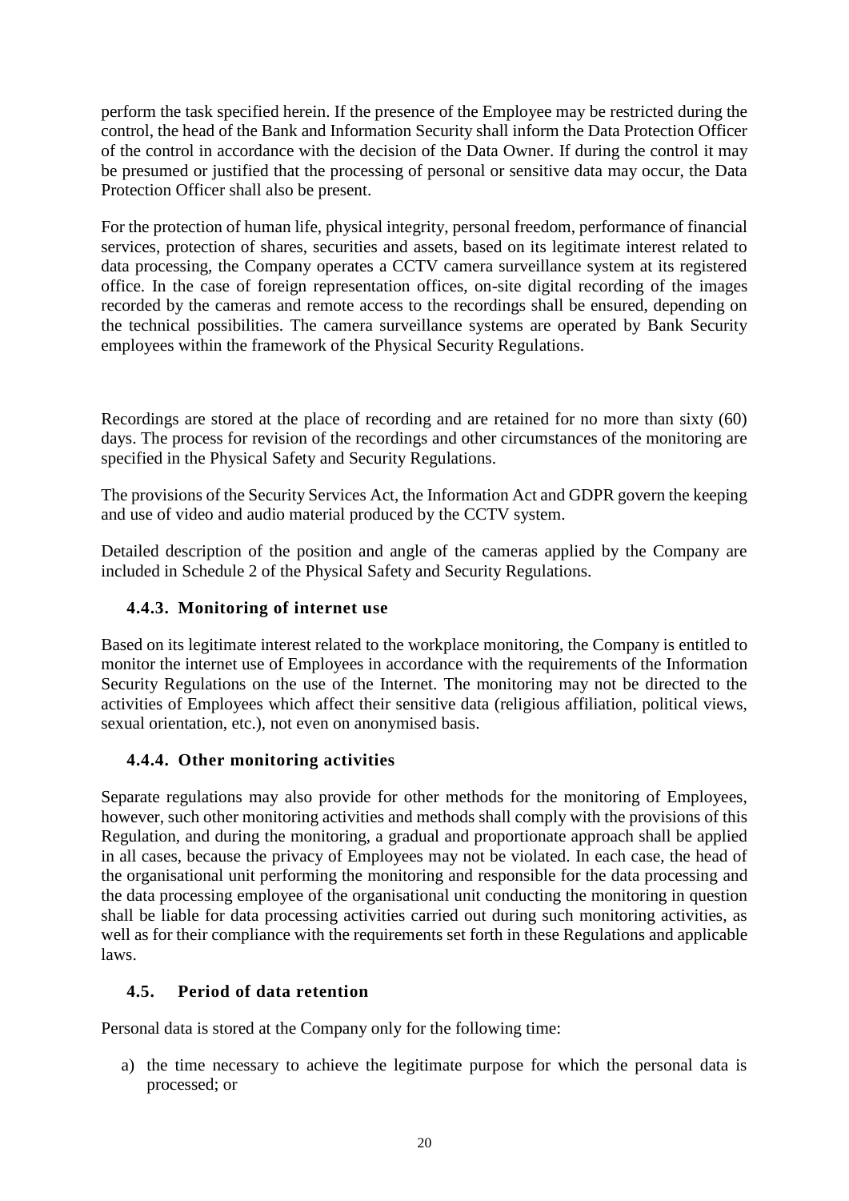perform the task specified herein. If the presence of the Employee may be restricted during the control, the head of the Bank and Information Security shall inform the Data Protection Officer of the control in accordance with the decision of the Data Owner. If during the control it may be presumed or justified that the processing of personal or sensitive data may occur, the Data Protection Officer shall also be present.

For the protection of human life, physical integrity, personal freedom, performance of financial services, protection of shares, securities and assets, based on its legitimate interest related to data processing, the Company operates a CCTV camera surveillance system at its registered office. In the case of foreign representation offices, on-site digital recording of the images recorded by the cameras and remote access to the recordings shall be ensured, depending on the technical possibilities. The camera surveillance systems are operated by Bank Security employees within the framework of the Physical Security Regulations.

Recordings are stored at the place of recording and are retained for no more than sixty (60) days. The process for revision of the recordings and other circumstances of the monitoring are specified in the Physical Safety and Security Regulations.

The provisions of the Security Services Act, the Information Act and GDPR govern the keeping and use of video and audio material produced by the CCTV system.

Detailed description of the position and angle of the cameras applied by the Company are included in Schedule 2 of the Physical Safety and Security Regulations.

### 4.4.3. Monitoring of internet use

Based on its legitimate interest related to the workplace monitoring, the Company is entitled to monitor the internet use of Employees in accordance with the requirements of the Information Security Regulations on the use of the Internet. The monitoring may not be directed to the activities of Employees which affect their sensitive data (religious affiliation, political views, sexual orientation, etc.), not even on anonymised basis.

### 4.4.4. Other monitoring activities

Separate regulations may also provide for other methods for the monitoring of Employees, however, such other monitoring activities and methods shall comply with the provisions of this Regulation, and during the monitoring, a gradual and proportionate approach shall be applied in all cases, because the privacy of Employees may not be violated. In each case, the head of the organisational unit performing the monitoring and responsible for the data processing and the data processing employee of the organisational unit conducting the monitoring in question shall be liable for data processing activities carried out during such monitoring activities, as well as for their compliance with the requirements set forth in these Regulations and applicable laws.

### 4.5. Period of data retention

Personal data is stored at the Company only for the following time:

a) the time necessary to achieve the legitimate purpose for which the personal data is processed; or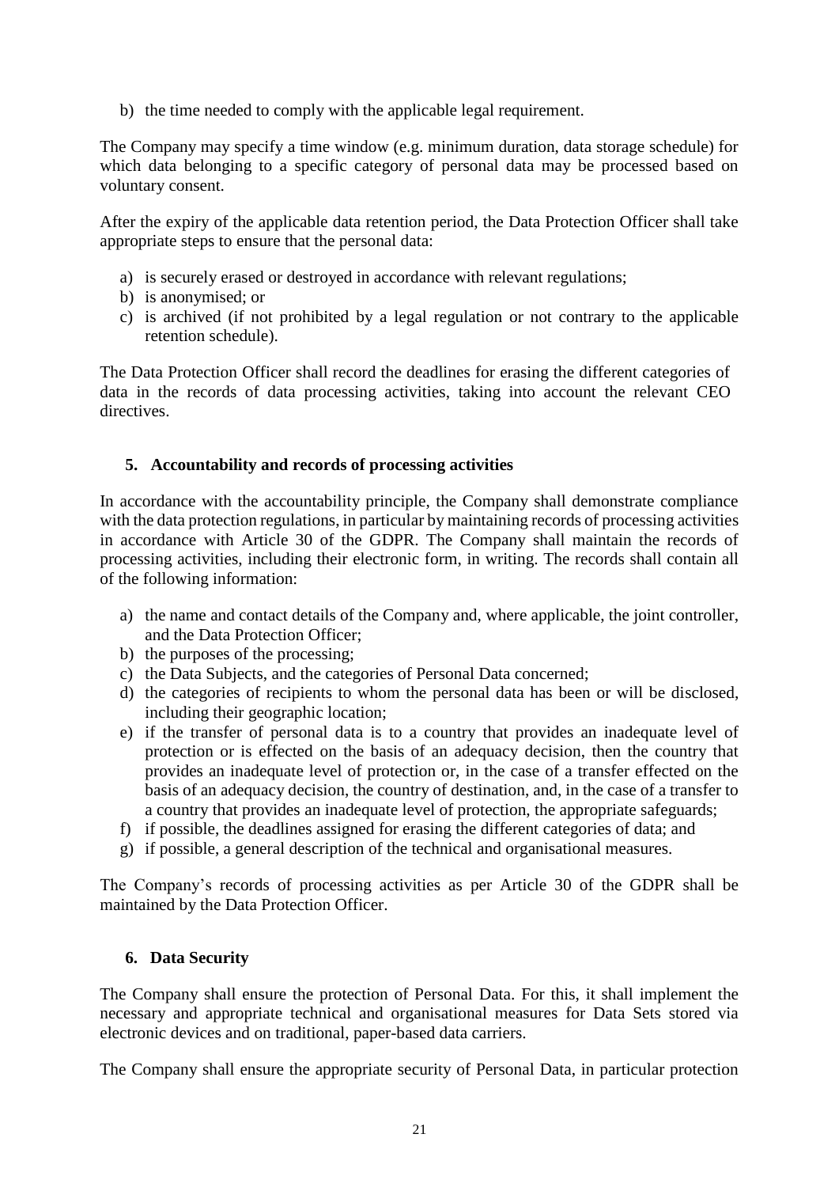b) the time needed to comply with the applicable legal requirement.

The Company may specify a time window (e.g. minimum duration, data storage schedule) for which data belonging to a specific category of personal data may be processed based on voluntary consent.

After the expiry of the applicable data retention period, the Data Protection Officer shall take appropriate steps to ensure that the personal data:

a) is securely erased or destroyed in accordance with relevant regulations;
b) is anonymised; or
c) is archived (if not prohibited by a legal regulation or not contrary to the applicable retention schedule).

The Data Protection Officer shall record the deadlines for erasing the different categories of data in the records of data processing activities, taking into account the relevant CEO directives.

## 5. Accountability and records of processing activities

In accordance with the accountability principle, the Company shall demonstrate compliance with the data protection regulations, in particular by maintaining records of processing activities in accordance with Article 30 of the GDPR. The Company shall maintain the records of processing activities, including their electronic form, in writing. The records shall contain all of the following information:

a) the name and contact details of the Company and, where applicable, the joint controller, and the Data Protection Officer;
b) the purposes of the processing;
c) the Data Subjects, and the categories of Personal Data concerned;
d) the categories of recipients to whom the personal data has been or will be disclosed, including their geographic location;
e) if the transfer of personal data is to a country that provides an inadequate level of protection or is effected on the basis of an adequacy decision, then the country that provides an inadequate level of protection or, in the case of a transfer effected on the basis of an adequacy decision, the country of destination, and, in the case of a transfer to a country that provides an inadequate level of protection, the appropriate safeguards;
f) if possible, the deadlines assigned for erasing the different categories of data; and
g) if possible, a general description of the technical and organisational measures.

The Company's records of processing activities as per Article 30 of the GDPR shall be maintained by the Data Protection Officer.

## 6. Data Security

The Company shall ensure the protection of Personal Data. For this, it shall implement the necessary and appropriate technical and organisational measures for Data Sets stored via electronic devices and on traditional, paper-based data carriers.

The Company shall ensure the appropriate security of Personal Data, in particular protection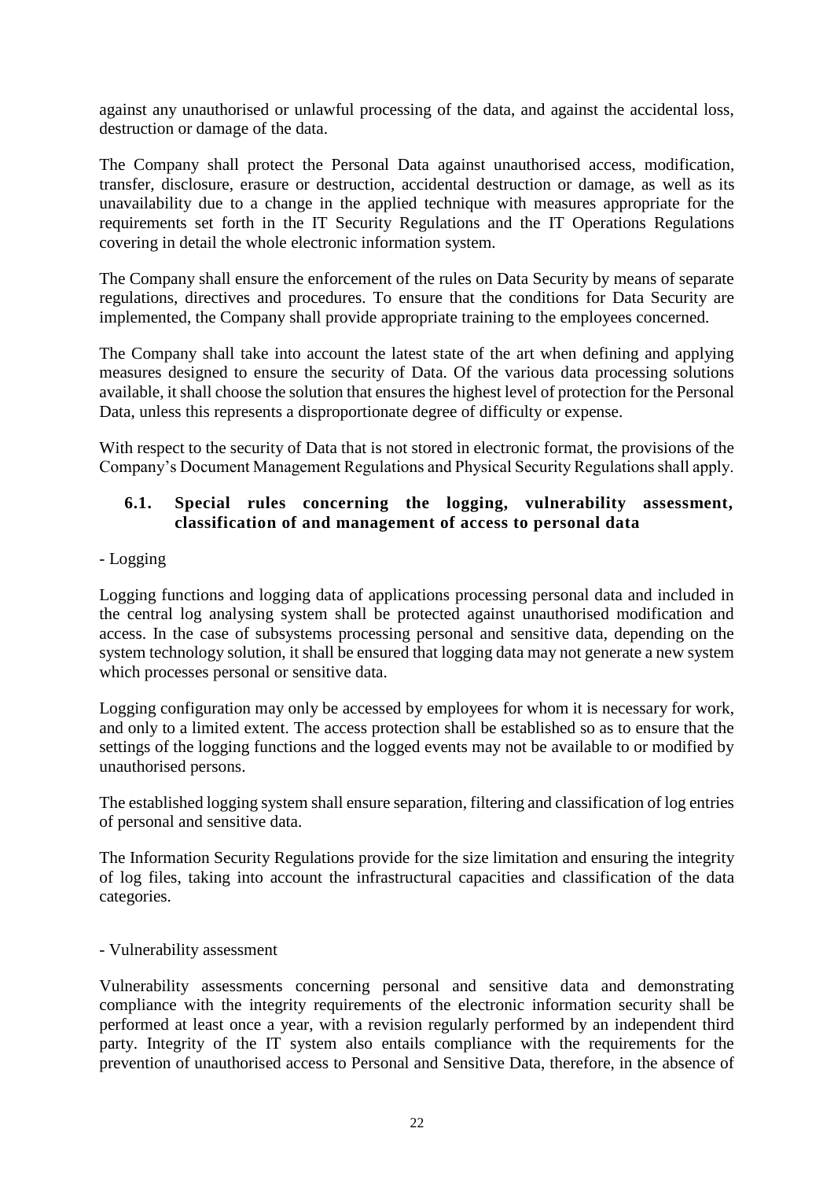against any unauthorised or unlawful processing of the data, and against the accidental loss, destruction or damage of the data.

The Company shall protect the Personal Data against unauthorised access, modification, transfer, disclosure, erasure or destruction, accidental destruction or damage, as well as its unavailability due to a change in the applied technique with measures appropriate for the requirements set forth in the IT Security Regulations and the IT Operations Regulations covering in detail the whole electronic information system.

The Company shall ensure the enforcement of the rules on Data Security by means of separate regulations, directives and procedures. To ensure that the conditions for Data Security are implemented, the Company shall provide appropriate training to the employees concerned.

The Company shall take into account the latest state of the art when defining and applying measures designed to ensure the security of Data. Of the various data processing solutions available, it shall choose the solution that ensures the highest level of protection for the Personal Data, unless this represents a disproportionate degree of difficulty or expense.

With respect to the security of Data that is not stored in electronic format, the provisions of the Company's Document Management Regulations and Physical Security Regulations shall apply.

### 6.1. Special rules concerning the logging, vulnerability assessment, classification of and management of access to personal data

- Logging

Logging functions and logging data of applications processing personal data and included in the central log analysing system shall be protected against unauthorised modification and access. In the case of subsystems processing personal and sensitive data, depending on the system technology solution, it shall be ensured that logging data may not generate a new system which processes personal or sensitive data.

Logging configuration may only be accessed by employees for whom it is necessary for work, and only to a limited extent. The access protection shall be established so as to ensure that the settings of the logging functions and the logged events may not be available to or modified by unauthorised persons.

The established logging system shall ensure separation, filtering and classification of log entries of personal and sensitive data.

The Information Security Regulations provide for the size limitation and ensuring the integrity of log files, taking into account the infrastructural capacities and classification of the data categories.

- Vulnerability assessment

Vulnerability assessments concerning personal and sensitive data and demonstrating compliance with the integrity requirements of the electronic information security shall be performed at least once a year, with a revision regularly performed by an independent third party. Integrity of the IT system also entails compliance with the requirements for the prevention of unauthorised access to Personal and Sensitive Data, therefore, in the absence of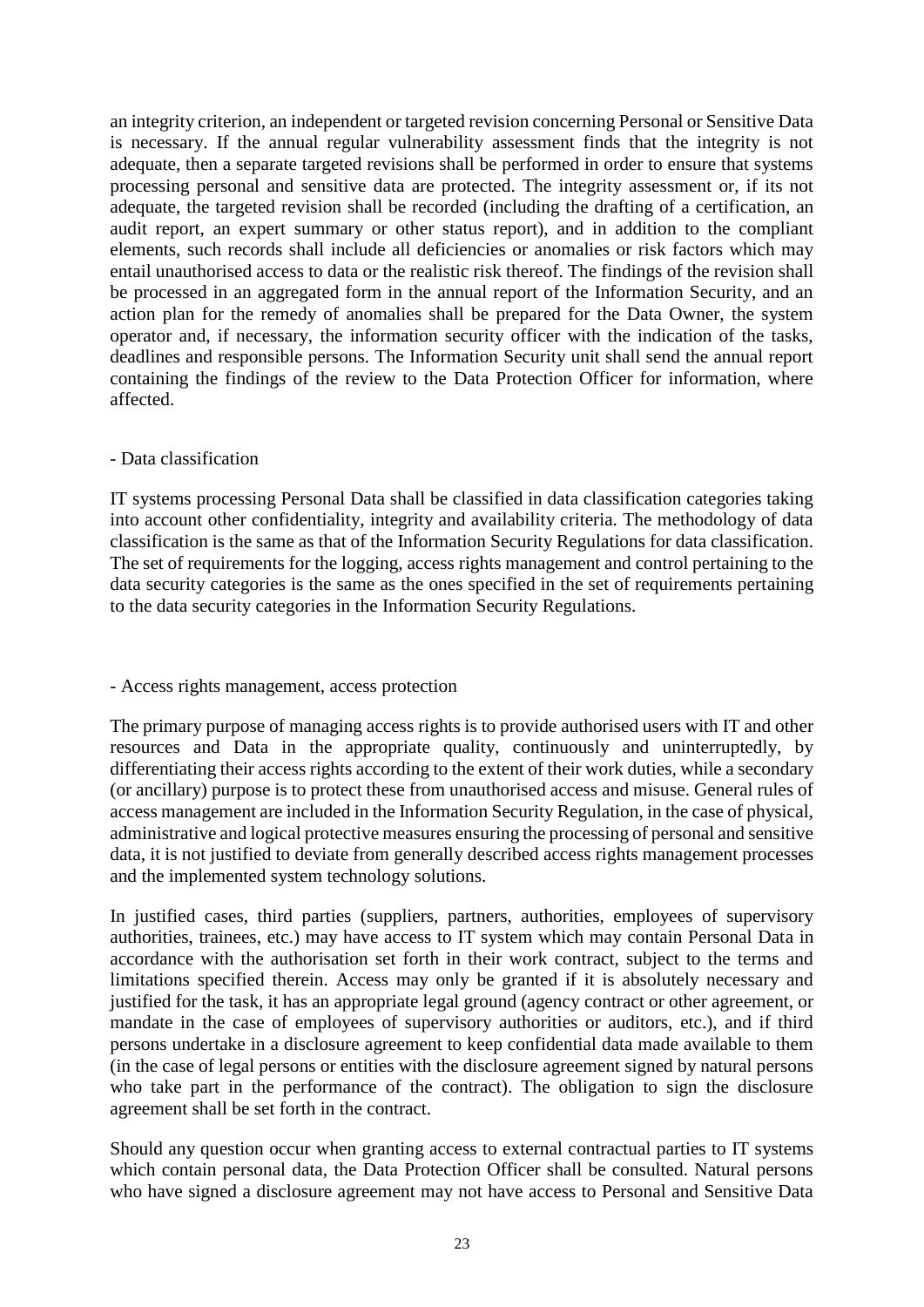an integrity criterion, an independent or targeted revision concerning Personal or Sensitive Data is necessary. If the annual regular vulnerability assessment finds that the integrity is not adequate, then a separate targeted revisions shall be performed in order to ensure that systems processing personal and sensitive data are protected. The integrity assessment or, if its not adequate, the targeted revision shall be recorded (including the drafting of a certification, an audit report, an expert summary or other status report), and in addition to the compliant elements, such records shall include all deficiencies or anomalies or risk factors which may entail unauthorised access to data or the realistic risk thereof. The findings of the revision shall be processed in an aggregated form in the annual report of the Information Security, and an action plan for the remedy of anomalies shall be prepared for the Data Owner, the system operator and, if necessary, the information security officer with the indication of the tasks, deadlines and responsible persons. The Information Security unit shall send the annual report containing the findings of the review to the Data Protection Officer for information, where affected.

- Data classification

IT systems processing Personal Data shall be classified in data classification categories taking into account other confidentiality, integrity and availability criteria. The methodology of data classification is the same as that of the Information Security Regulations for data classification. The set of requirements for the logging, access rights management and control pertaining to the data security categories is the same as the ones specified in the set of requirements pertaining to the data security categories in the Information Security Regulations.

- Access rights management, access protection

The primary purpose of managing access rights is to provide authorised users with IT and other resources and Data in the appropriate quality, continuously and uninterruptedly, by differentiating their access rights according to the extent of their work duties, while a secondary (or ancillary) purpose is to protect these from unauthorised access and misuse. General rules of access management are included in the Information Security Regulation, in the case of physical, administrative and logical protective measures ensuring the processing of personal and sensitive data, it is not justified to deviate from generally described access rights management processes and the implemented system technology solutions.

In justified cases, third parties (suppliers, partners, authorities, employees of supervisory authorities, trainees, etc.) may have access to IT system which may contain Personal Data in accordance with the authorisation set forth in their work contract, subject to the terms and limitations specified therein. Access may only be granted if it is absolutely necessary and justified for the task, it has an appropriate legal ground (agency contract or other agreement, or mandate in the case of employees of supervisory authorities or auditors, etc.), and if third persons undertake in a disclosure agreement to keep confidential data made available to them (in the case of legal persons or entities with the disclosure agreement signed by natural persons who take part in the performance of the contract). The obligation to sign the disclosure agreement shall be set forth in the contract.

Should any question occur when granting access to external contractual parties to IT systems which contain personal data, the Data Protection Officer shall be consulted. Natural persons who have signed a disclosure agreement may not have access to Personal and Sensitive Data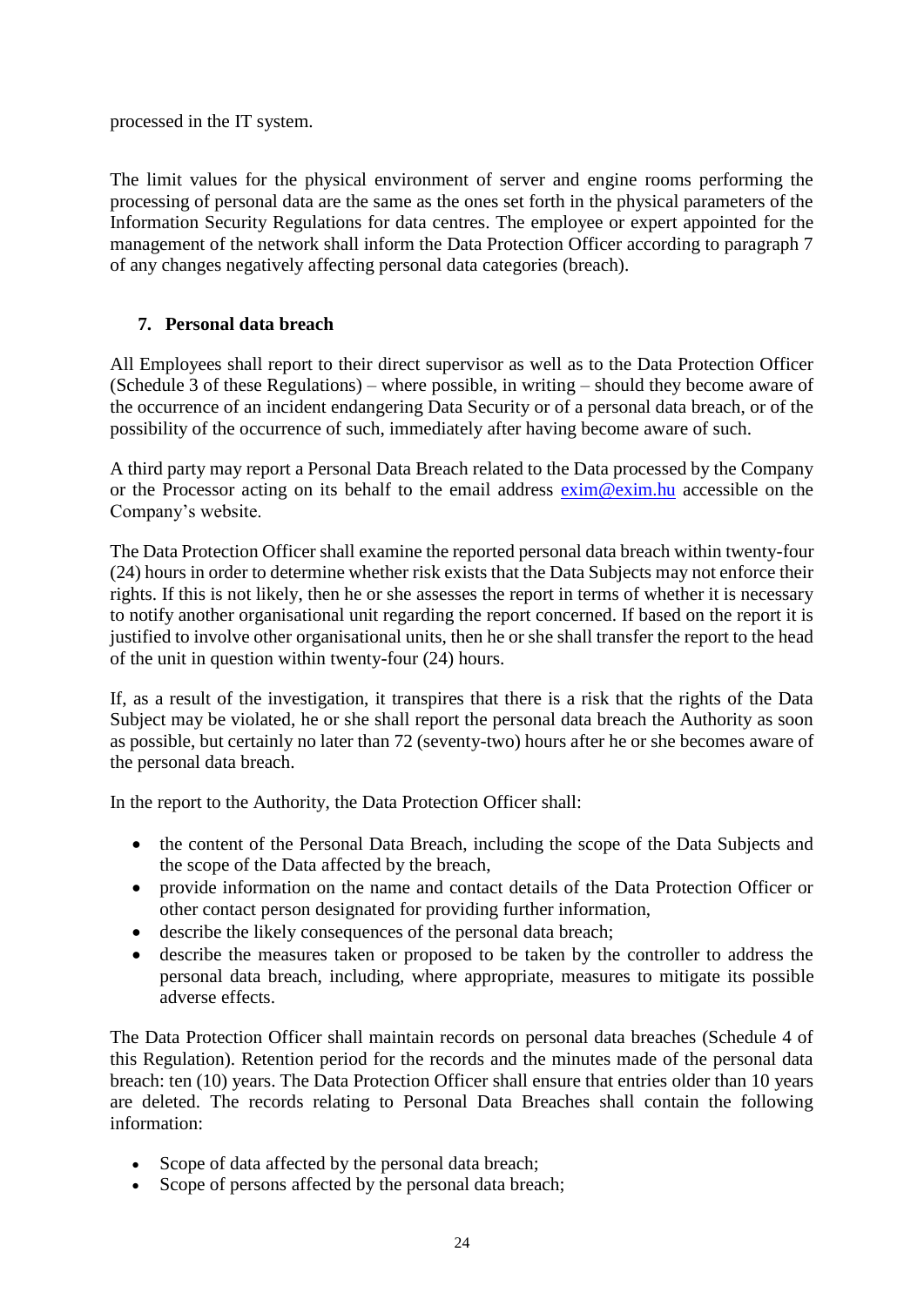processed in the IT system.

The limit values for the physical environment of server and engine rooms performing the processing of personal data are the same as the ones set forth in the physical parameters of the Information Security Regulations for data centres. The employee or expert appointed for the management of the network shall inform the Data Protection Officer according to paragraph 7 of any changes negatively affecting personal data categories (breach).

## 7. Personal data breach

All Employees shall report to their direct supervisor as well as to the Data Protection Officer (Schedule 3 of these Regulations) – where possible, in writing – should they become aware of the occurrence of an incident endangering Data Security or of a personal data breach, or of the possibility of the occurrence of such, immediately after having become aware of such.

A third party may report a Personal Data Breach related to the Data processed by the Company or the Processor acting on its behalf to the email address exim@exim.hu accessible on the Company's website.

The Data Protection Officer shall examine the reported personal data breach within twenty-four (24) hours in order to determine whether risk exists that the Data Subjects may not enforce their rights. If this is not likely, then he or she assesses the report in terms of whether it is necessary to notify another organisational unit regarding the report concerned. If based on the report it is justified to involve other organisational units, then he or she shall transfer the report to the head of the unit in question within twenty-four (24) hours.

If, as a result of the investigation, it transpires that there is a risk that the rights of the Data Subject may be violated, he or she shall report the personal data breach the Authority as soon as possible, but certainly no later than 72 (seventy-two) hours after he or she becomes aware of the personal data breach.

In the report to the Authority, the Data Protection Officer shall:

- the content of the Personal Data Breach, including the scope of the Data Subjects and the scope of the Data affected by the breach,
- provide information on the name and contact details of the Data Protection Officer or other contact person designated for providing further information,
- describe the likely consequences of the personal data breach;
- describe the measures taken or proposed to be taken by the controller to address the personal data breach, including, where appropriate, measures to mitigate its possible adverse effects.

The Data Protection Officer shall maintain records on personal data breaches (Schedule 4 of this Regulation). Retention period for the records and the minutes made of the personal data breach: ten (10) years. The Data Protection Officer shall ensure that entries older than 10 years are deleted. The records relating to Personal Data Breaches shall contain the following information:

- Scope of data affected by the personal data breach;
- Scope of persons affected by the personal data breach;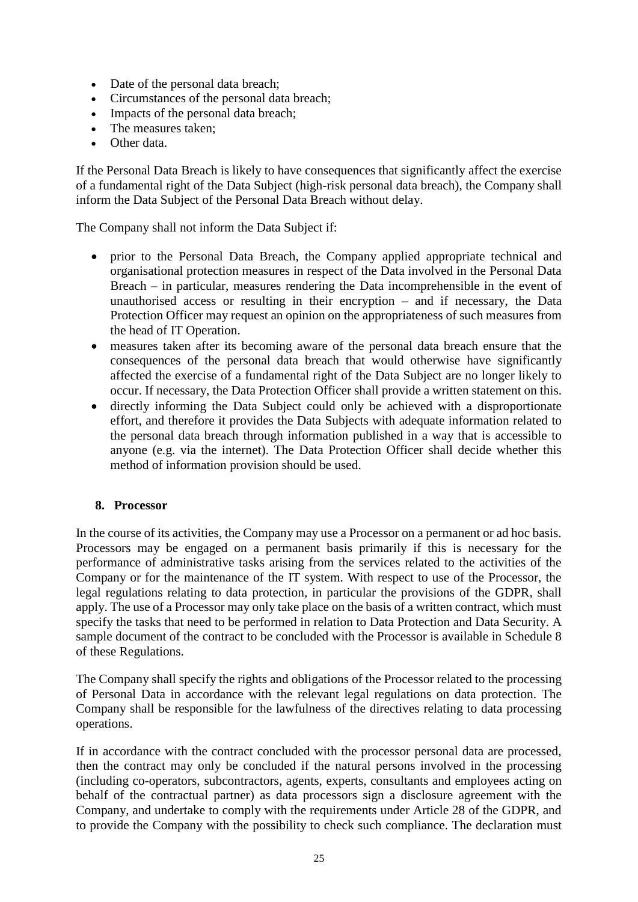- Date of the personal data breach;
- Circumstances of the personal data breach;
- Impacts of the personal data breach;
- The measures taken;
- Other data.

If the Personal Data Breach is likely to have consequences that significantly affect the exercise of a fundamental right of the Data Subject (high-risk personal data breach), the Company shall inform the Data Subject of the Personal Data Breach without delay.

The Company shall not inform the Data Subject if:

- prior to the Personal Data Breach, the Company applied appropriate technical and organisational protection measures in respect of the Data involved in the Personal Data Breach – in particular, measures rendering the Data incomprehensible in the event of unauthorised access or resulting in their encryption – and if necessary, the Data Protection Officer may request an opinion on the appropriateness of such measures from the head of IT Operation.
- measures taken after its becoming aware of the personal data breach ensure that the consequences of the personal data breach that would otherwise have significantly affected the exercise of a fundamental right of the Data Subject are no longer likely to occur. If necessary, the Data Protection Officer shall provide a written statement on this.
- directly informing the Data Subject could only be achieved with a disproportionate effort, and therefore it provides the Data Subjects with adequate information related to the personal data breach through information published in a way that is accessible to anyone (e.g. via the internet). The Data Protection Officer shall decide whether this method of information provision should be used.

## 8. Processor

In the course of its activities, the Company may use a Processor on a permanent or ad hoc basis. Processors may be engaged on a permanent basis primarily if this is necessary for the performance of administrative tasks arising from the services related to the activities of the Company or for the maintenance of the IT system. With respect to use of the Processor, the legal regulations relating to data protection, in particular the provisions of the GDPR, shall apply. The use of a Processor may only take place on the basis of a written contract, which must specify the tasks that need to be performed in relation to Data Protection and Data Security. A sample document of the contract to be concluded with the Processor is available in Schedule 8 of these Regulations.

The Company shall specify the rights and obligations of the Processor related to the processing of Personal Data in accordance with the relevant legal regulations on data protection. The Company shall be responsible for the lawfulness of the directives relating to data processing operations.

If in accordance with the contract concluded with the processor personal data are processed, then the contract may only be concluded if the natural persons involved in the processing (including co-operators, subcontractors, agents, experts, consultants and employees acting on behalf of the contractual partner) as data processors sign a disclosure agreement with the Company, and undertake to comply with the requirements under Article 28 of the GDPR, and to provide the Company with the possibility to check such compliance. The declaration must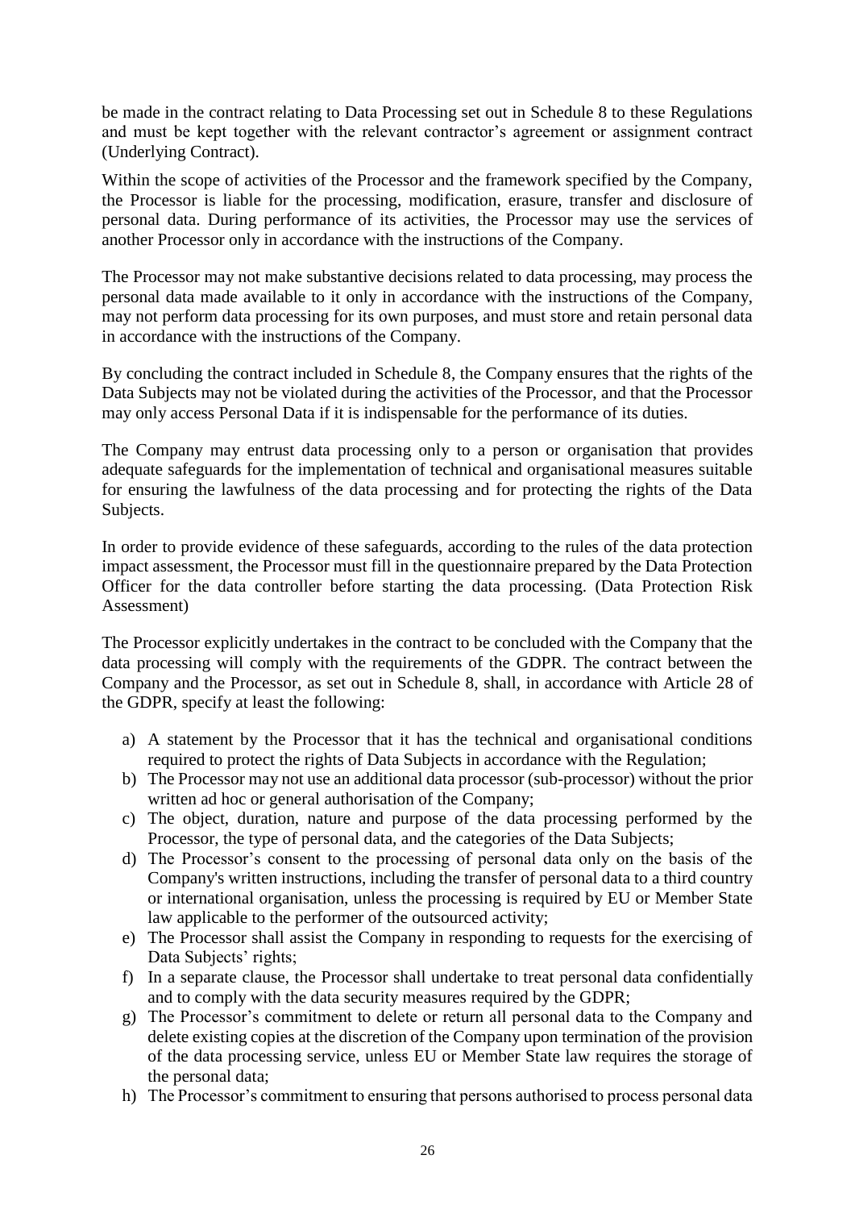be made in the contract relating to Data Processing set out in Schedule 8 to these Regulations and must be kept together with the relevant contractor's agreement or assignment contract (Underlying Contract).

Within the scope of activities of the Processor and the framework specified by the Company, the Processor is liable for the processing, modification, erasure, transfer and disclosure of personal data. During performance of its activities, the Processor may use the services of another Processor only in accordance with the instructions of the Company.

The Processor may not make substantive decisions related to data processing, may process the personal data made available to it only in accordance with the instructions of the Company, may not perform data processing for its own purposes, and must store and retain personal data in accordance with the instructions of the Company.

By concluding the contract included in Schedule 8, the Company ensures that the rights of the Data Subjects may not be violated during the activities of the Processor, and that the Processor may only access Personal Data if it is indispensable for the performance of its duties.

The Company may entrust data processing only to a person or organisation that provides adequate safeguards for the implementation of technical and organisational measures suitable for ensuring the lawfulness of the data processing and for protecting the rights of the Data Subjects.

In order to provide evidence of these safeguards, according to the rules of the data protection impact assessment, the Processor must fill in the questionnaire prepared by the Data Protection Officer for the data controller before starting the data processing. (Data Protection Risk Assessment)

The Processor explicitly undertakes in the contract to be concluded with the Company that the data processing will comply with the requirements of the GDPR. The contract between the Company and the Processor, as set out in Schedule 8, shall, in accordance with Article 28 of the GDPR, specify at least the following:

a) A statement by the Processor that it has the technical and organisational conditions required to protect the rights of Data Subjects in accordance with the Regulation;
b) The Processor may not use an additional data processor (sub-processor) without the prior written ad hoc or general authorisation of the Company;
c) The object, duration, nature and purpose of the data processing performed by the Processor, the type of personal data, and the categories of the Data Subjects;
d) The Processor's consent to the processing of personal data only on the basis of the Company's written instructions, including the transfer of personal data to a third country or international organisation, unless the processing is required by EU or Member State law applicable to the performer of the outsourced activity;
e) The Processor shall assist the Company in responding to requests for the exercising of Data Subjects' rights;
f) In a separate clause, the Processor shall undertake to treat personal data confidentially and to comply with the data security measures required by the GDPR;
g) The Processor's commitment to delete or return all personal data to the Company and delete existing copies at the discretion of the Company upon termination of the provision of the data processing service, unless EU or Member State law requires the storage of the personal data;
h) The Processor's commitment to ensuring that persons authorised to process personal data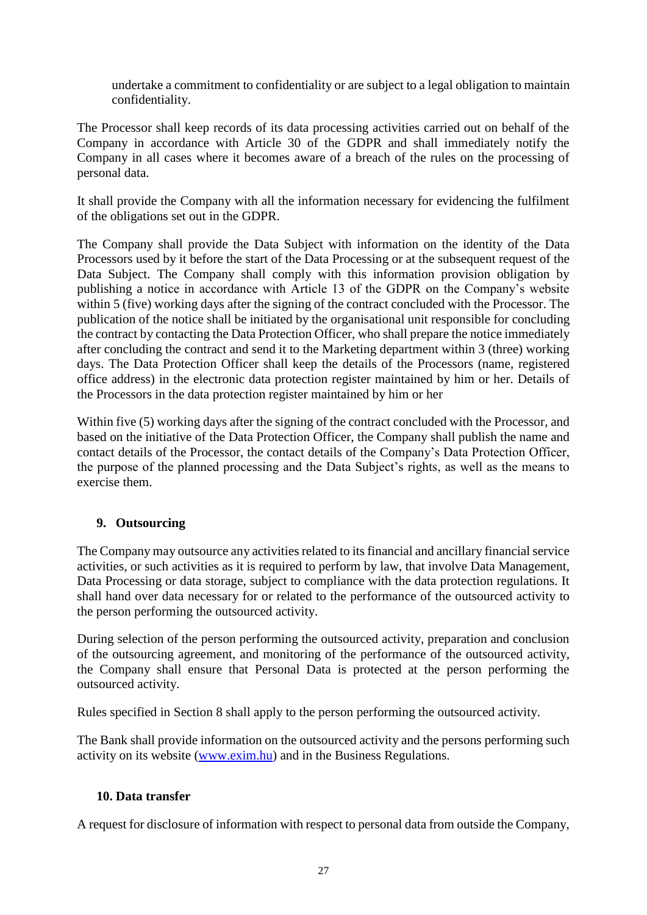undertake a commitment to confidentiality or are subject to a legal obligation to maintain confidentiality.

The Processor shall keep records of its data processing activities carried out on behalf of the Company in accordance with Article 30 of the GDPR and shall immediately notify the Company in all cases where it becomes aware of a breach of the rules on the processing of personal data.

It shall provide the Company with all the information necessary for evidencing the fulfilment of the obligations set out in the GDPR.

The Company shall provide the Data Subject with information on the identity of the Data Processors used by it before the start of the Data Processing or at the subsequent request of the Data Subject. The Company shall comply with this information provision obligation by publishing a notice in accordance with Article 13 of the GDPR on the Company's website within 5 (five) working days after the signing of the contract concluded with the Processor. The publication of the notice shall be initiated by the organisational unit responsible for concluding the contract by contacting the Data Protection Officer, who shall prepare the notice immediately after concluding the contract and send it to the Marketing department within 3 (three) working days. The Data Protection Officer shall keep the details of the Processors (name, registered office address) in the electronic data protection register maintained by him or her. Details of the Processors in the data protection register maintained by him or her

Within five (5) working days after the signing of the contract concluded with the Processor, and based on the initiative of the Data Protection Officer, the Company shall publish the name and contact details of the Processor, the contact details of the Company's Data Protection Officer, the purpose of the planned processing and the Data Subject's rights, as well as the means to exercise them.

## 9. Outsourcing

The Company may outsource any activities related to its financial and ancillary financial service activities, or such activities as it is required to perform by law, that involve Data Management, Data Processing or data storage, subject to compliance with the data protection regulations. It shall hand over data necessary for or related to the performance of the outsourced activity to the person performing the outsourced activity.

During selection of the person performing the outsourced activity, preparation and conclusion of the outsourcing agreement, and monitoring of the performance of the outsourced activity, the Company shall ensure that Personal Data is protected at the person performing the outsourced activity.

Rules specified in Section 8 shall apply to the person performing the outsourced activity.

The Bank shall provide information on the outsourced activity and the persons performing such activity on its website (www.exim.hu) and in the Business Regulations.

## 10. Data transfer

A request for disclosure of information with respect to personal data from outside the Company,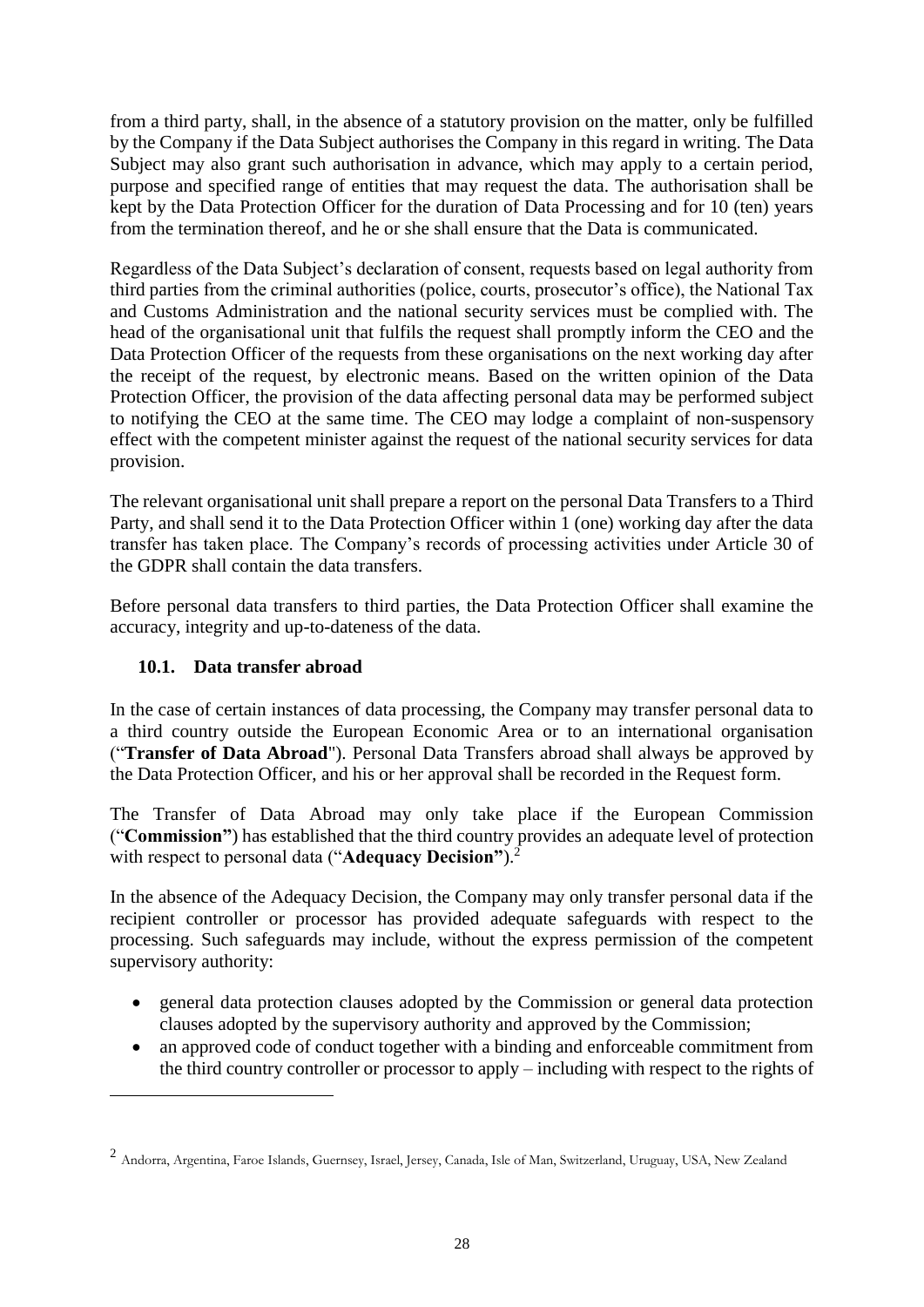from a third party, shall, in the absence of a statutory provision on the matter, only be fulfilled by the Company if the Data Subject authorises the Company in this regard in writing. The Data Subject may also grant such authorisation in advance, which may apply to a certain period, purpose and specified range of entities that may request the data. The authorisation shall be kept by the Data Protection Officer for the duration of Data Processing and for 10 (ten) years from the termination thereof, and he or she shall ensure that the Data is communicated.

Regardless of the Data Subject's declaration of consent, requests based on legal authority from third parties from the criminal authorities (police, courts, prosecutor's office), the National Tax and Customs Administration and the national security services must be complied with. The head of the organisational unit that fulfils the request shall promptly inform the CEO and the Data Protection Officer of the requests from these organisations on the next working day after the receipt of the request, by electronic means. Based on the written opinion of the Data Protection Officer, the provision of the data affecting personal data may be performed subject to notifying the CEO at the same time. The CEO may lodge a complaint of non-suspensory effect with the competent minister against the request of the national security services for data provision.

The relevant organisational unit shall prepare a report on the personal Data Transfers to a Third Party, and shall send it to the Data Protection Officer within 1 (one) working day after the data transfer has taken place. The Company's records of processing activities under Article 30 of the GDPR shall contain the data transfers.

Before personal data transfers to third parties, the Data Protection Officer shall examine the accuracy, integrity and up-to-dateness of the data.

### 10.1. Data transfer abroad

In the case of certain instances of data processing, the Company may transfer personal data to a third country outside the European Economic Area or to an international organisation ("**Transfer of Data Abroad**"). Personal Data Transfers abroad shall always be approved by the Data Protection Officer, and his or her approval shall be recorded in the Request form.

The Transfer of Data Abroad may only take place if the European Commission ("**Commission**") has established that the third country provides an adequate level of protection with respect to personal data ("**Adequacy Decision**").[2]

In the absence of the Adequacy Decision, the Company may only transfer personal data if the recipient controller or processor has provided adequate safeguards with respect to the processing. Such safeguards may include, without the express permission of the competent supervisory authority:

- general data protection clauses adopted by the Commission or general data protection clauses adopted by the supervisory authority and approved by the Commission;
- an approved code of conduct together with a binding and enforceable commitment from the third country controller or processor to apply – including with respect to the rights of

[2] Andorra, Argentina, Faroe Islands, Guernsey, Israel, Jersey, Canada, Isle of Man, Switzerland, Uruguay, USA, New Zealand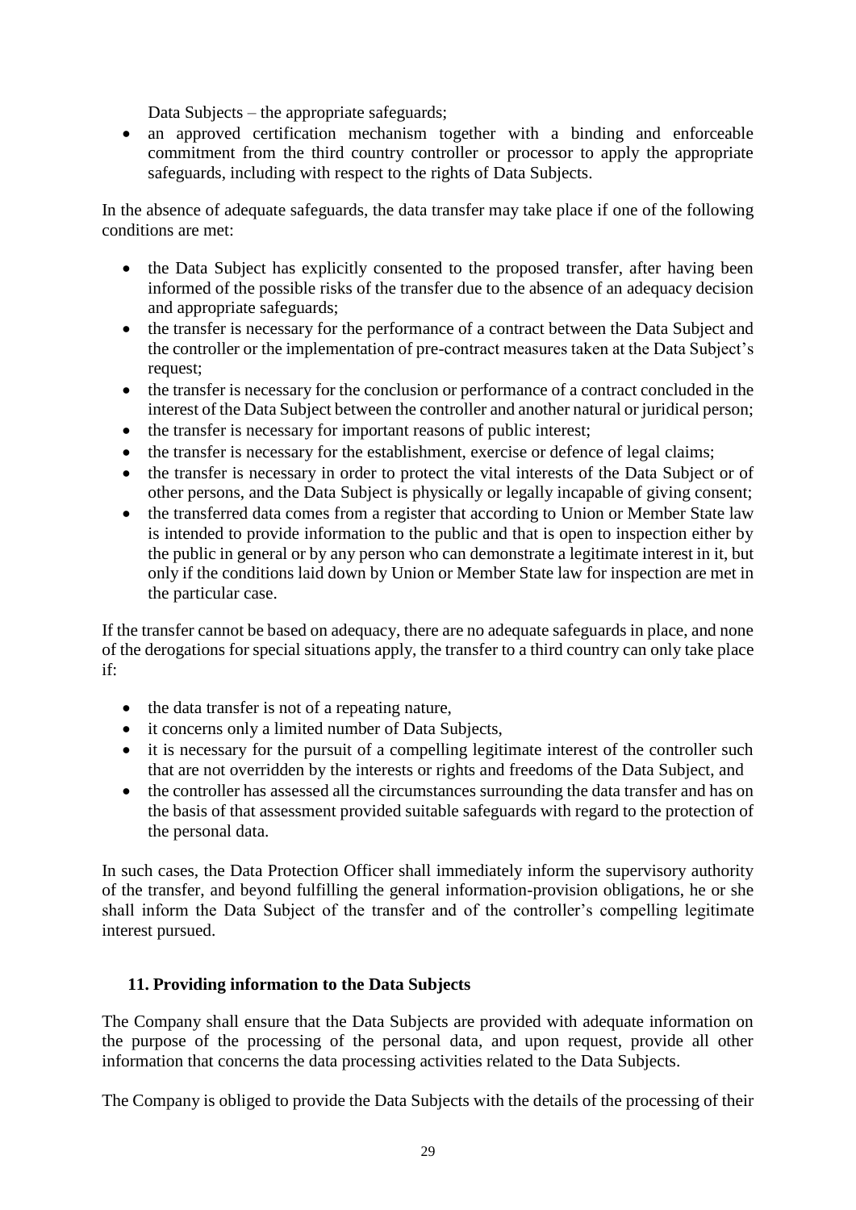Data Subjects – the appropriate safeguards;

- an approved certification mechanism together with a binding and enforceable commitment from the third country controller or processor to apply the appropriate safeguards, including with respect to the rights of Data Subjects.

In the absence of adequate safeguards, the data transfer may take place if one of the following conditions are met:

- the Data Subject has explicitly consented to the proposed transfer, after having been informed of the possible risks of the transfer due to the absence of an adequacy decision and appropriate safeguards;
- the transfer is necessary for the performance of a contract between the Data Subject and the controller or the implementation of pre-contract measures taken at the Data Subject's request;
- the transfer is necessary for the conclusion or performance of a contract concluded in the interest of the Data Subject between the controller and another natural or juridical person;
- the transfer is necessary for important reasons of public interest;
- the transfer is necessary for the establishment, exercise or defence of legal claims;
- the transfer is necessary in order to protect the vital interests of the Data Subject or of other persons, and the Data Subject is physically or legally incapable of giving consent;
- the transferred data comes from a register that according to Union or Member State law is intended to provide information to the public and that is open to inspection either by the public in general or by any person who can demonstrate a legitimate interest in it, but only if the conditions laid down by Union or Member State law for inspection are met in the particular case.

If the transfer cannot be based on adequacy, there are no adequate safeguards in place, and none of the derogations for special situations apply, the transfer to a third country can only take place if:

- the data transfer is not of a repeating nature,
- it concerns only a limited number of Data Subjects,
- it is necessary for the pursuit of a compelling legitimate interest of the controller such that are not overridden by the interests or rights and freedoms of the Data Subject, and
- the controller has assessed all the circumstances surrounding the data transfer and has on the basis of that assessment provided suitable safeguards with regard to the protection of the personal data.

In such cases, the Data Protection Officer shall immediately inform the supervisory authority of the transfer, and beyond fulfilling the general information-provision obligations, he or she shall inform the Data Subject of the transfer and of the controller's compelling legitimate interest pursued.

## 11. Providing information to the Data Subjects

The Company shall ensure that the Data Subjects are provided with adequate information on the purpose of the processing of the personal data, and upon request, provide all other information that concerns the data processing activities related to the Data Subjects.

The Company is obliged to provide the Data Subjects with the details of the processing of their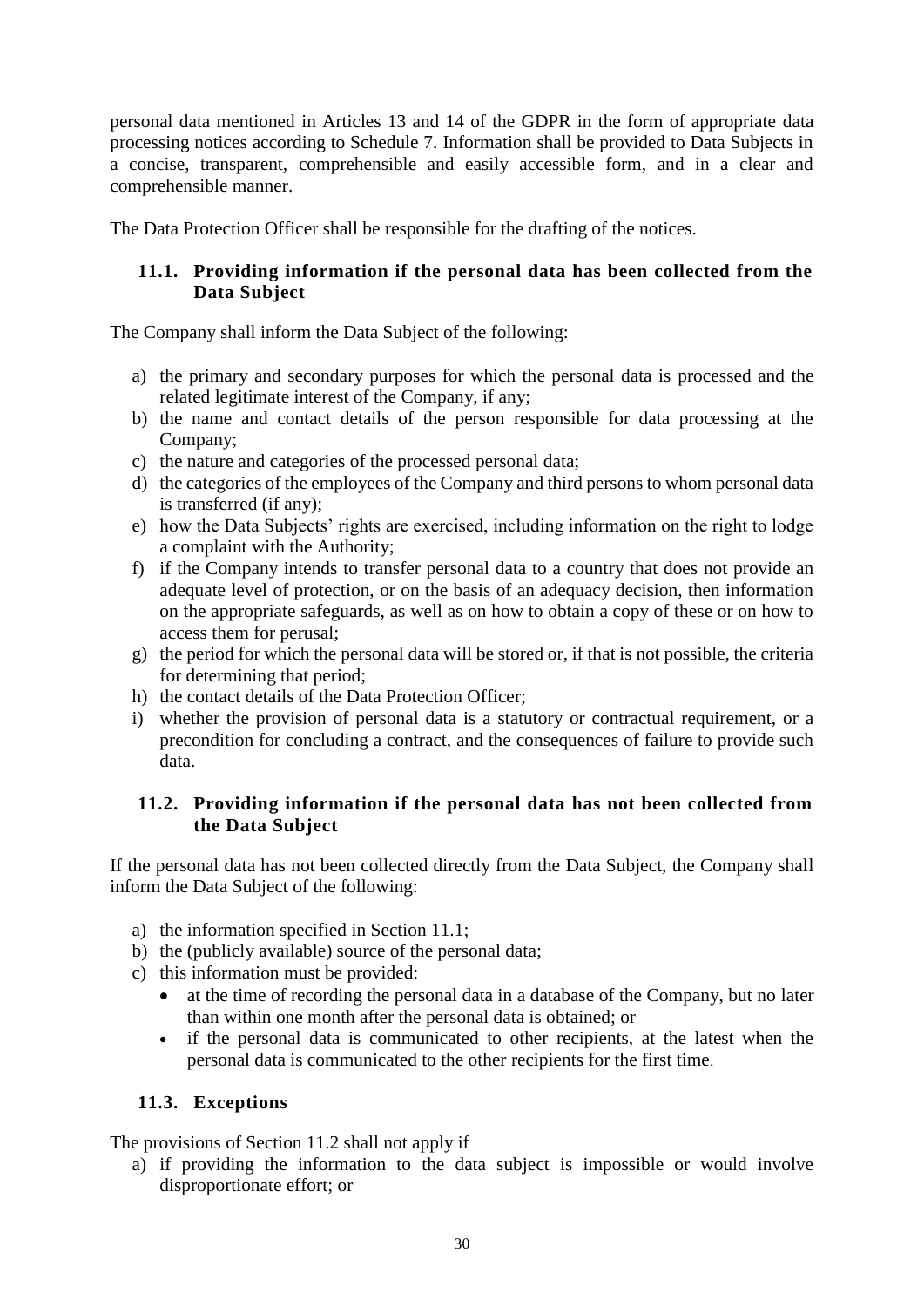personal data mentioned in Articles 13 and 14 of the GDPR in the form of appropriate data processing notices according to Schedule 7. Information shall be provided to Data Subjects in a concise, transparent, comprehensible and easily accessible form, and in a clear and comprehensible manner.

The Data Protection Officer shall be responsible for the drafting of the notices.

### 11.1. Providing information if the personal data has been collected from the Data Subject

The Company shall inform the Data Subject of the following:

a) the primary and secondary purposes for which the personal data is processed and the related legitimate interest of the Company, if any;
b) the name and contact details of the person responsible for data processing at the Company;
c) the nature and categories of the processed personal data;
d) the categories of the employees of the Company and third persons to whom personal data is transferred (if any);
e) how the Data Subjects' rights are exercised, including information on the right to lodge a complaint with the Authority;
f) if the Company intends to transfer personal data to a country that does not provide an adequate level of protection, or on the basis of an adequacy decision, then information on the appropriate safeguards, as well as on how to obtain a copy of these or on how to access them for perusal;
g) the period for which the personal data will be stored or, if that is not possible, the criteria for determining that period;
h) the contact details of the Data Protection Officer;
i) whether the provision of personal data is a statutory or contractual requirement, or a precondition for concluding a contract, and the consequences of failure to provide such data.

### 11.2. Providing information if the personal data has not been collected from the Data Subject

If the personal data has not been collected directly from the Data Subject, the Company shall inform the Data Subject of the following:

a) the information specified in Section 11.1;
b) the (publicly available) source of the personal data;
c) this information must be provided:
   - at the time of recording the personal data in a database of the Company, but no later than within one month after the personal data is obtained; or
   - if the personal data is communicated to other recipients, at the latest when the personal data is communicated to the other recipients for the first time.

### 11.3. Exceptions

The provisions of Section 11.2 shall not apply if

a) if providing the information to the data subject is impossible or would involve disproportionate effort; or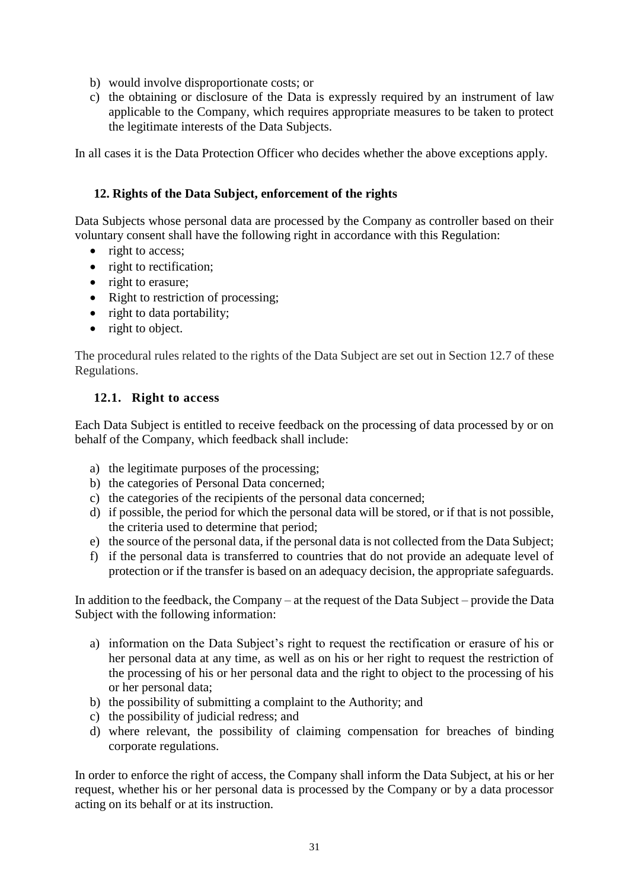b) would involve disproportionate costs; or
c) the obtaining or disclosure of the Data is expressly required by an instrument of law applicable to the Company, which requires appropriate measures to be taken to protect the legitimate interests of the Data Subjects.

In all cases it is the Data Protection Officer who decides whether the above exceptions apply.

## 12. Rights of the Data Subject, enforcement of the rights

Data Subjects whose personal data are processed by the Company as controller based on their voluntary consent shall have the following right in accordance with this Regulation:

- right to access;
- right to rectification;
- right to erasure;
- Right to restriction of processing;
- right to data portability;
- right to object.

The procedural rules related to the rights of the Data Subject are set out in Section 12.7 of these Regulations.

### 12.1. Right to access

Each Data Subject is entitled to receive feedback on the processing of data processed by or on behalf of the Company, which feedback shall include:

a) the legitimate purposes of the processing;
b) the categories of Personal Data concerned;
c) the categories of the recipients of the personal data concerned;
d) if possible, the period for which the personal data will be stored, or if that is not possible, the criteria used to determine that period;
e) the source of the personal data, if the personal data is not collected from the Data Subject;
f) if the personal data is transferred to countries that do not provide an adequate level of protection or if the transfer is based on an adequacy decision, the appropriate safeguards.

In addition to the feedback, the Company – at the request of the Data Subject – provide the Data Subject with the following information:

a) information on the Data Subject's right to request the rectification or erasure of his or her personal data at any time, as well as on his or her right to request the restriction of the processing of his or her personal data and the right to object to the processing of his or her personal data;
b) the possibility of submitting a complaint to the Authority; and
c) the possibility of judicial redress; and
d) where relevant, the possibility of claiming compensation for breaches of binding corporate regulations.

In order to enforce the right of access, the Company shall inform the Data Subject, at his or her request, whether his or her personal data is processed by the Company or by a data processor acting on its behalf or at its instruction.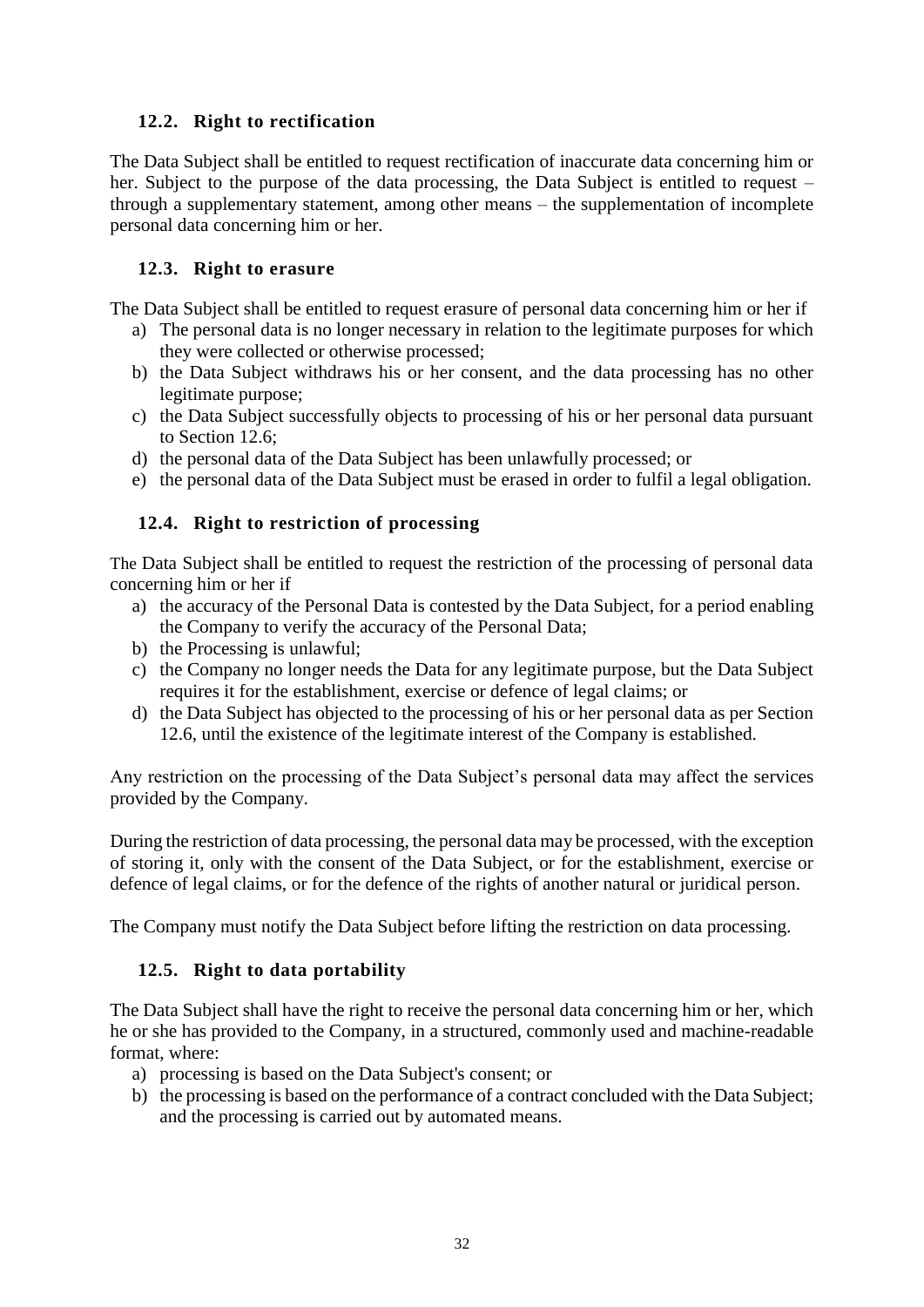### 12.2. Right to rectification

The Data Subject shall be entitled to request rectification of inaccurate data concerning him or her. Subject to the purpose of the data processing, the Data Subject is entitled to request – through a supplementary statement, among other means – the supplementation of incomplete personal data concerning him or her.

### 12.3. Right to erasure

The Data Subject shall be entitled to request erasure of personal data concerning him or her if

a) The personal data is no longer necessary in relation to the legitimate purposes for which they were collected or otherwise processed;
b) the Data Subject withdraws his or her consent, and the data processing has no other legitimate purpose;
c) the Data Subject successfully objects to processing of his or her personal data pursuant to Section 12.6;
d) the personal data of the Data Subject has been unlawfully processed; or
e) the personal data of the Data Subject must be erased in order to fulfil a legal obligation.

### 12.4. Right to restriction of processing

The Data Subject shall be entitled to request the restriction of the processing of personal data concerning him or her if

a) the accuracy of the Personal Data is contested by the Data Subject, for a period enabling the Company to verify the accuracy of the Personal Data;
b) the Processing is unlawful;
c) the Company no longer needs the Data for any legitimate purpose, but the Data Subject requires it for the establishment, exercise or defence of legal claims; or
d) the Data Subject has objected to the processing of his or her personal data as per Section 12.6, until the existence of the legitimate interest of the Company is established.

Any restriction on the processing of the Data Subject's personal data may affect the services provided by the Company.

During the restriction of data processing, the personal data may be processed, with the exception of storing it, only with the consent of the Data Subject, or for the establishment, exercise or defence of legal claims, or for the defence of the rights of another natural or juridical person.

The Company must notify the Data Subject before lifting the restriction on data processing.

### 12.5. Right to data portability

The Data Subject shall have the right to receive the personal data concerning him or her, which he or she has provided to the Company, in a structured, commonly used and machine-readable format, where:

a) processing is based on the Data Subject's consent; or
b) the processing is based on the performance of a contract concluded with the Data Subject; and the processing is carried out by automated means.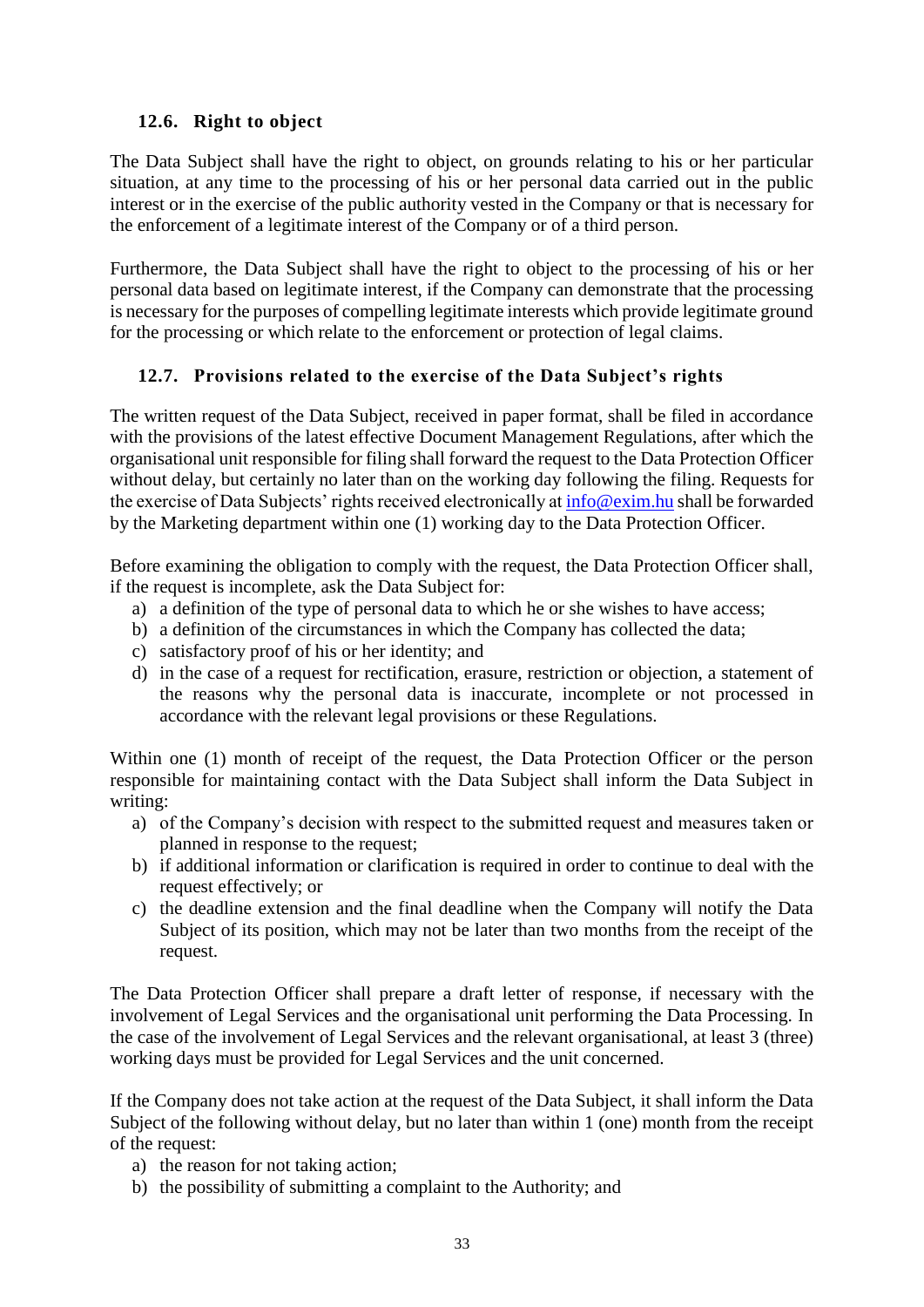### 12.6. Right to object

The Data Subject shall have the right to object, on grounds relating to his or her particular situation, at any time to the processing of his or her personal data carried out in the public interest or in the exercise of the public authority vested in the Company or that is necessary for the enforcement of a legitimate interest of the Company or of a third person.

Furthermore, the Data Subject shall have the right to object to the processing of his or her personal data based on legitimate interest, if the Company can demonstrate that the processing is necessary for the purposes of compelling legitimate interests which provide legitimate ground for the processing or which relate to the enforcement or protection of legal claims.

### 12.7. Provisions related to the exercise of the Data Subject's rights

The written request of the Data Subject, received in paper format, shall be filed in accordance with the provisions of the latest effective Document Management Regulations, after which the organisational unit responsible for filing shall forward the request to the Data Protection Officer without delay, but certainly no later than on the working day following the filing. Requests for the exercise of Data Subjects' rights received electronically at info@exim.hu shall be forwarded by the Marketing department within one (1) working day to the Data Protection Officer.

Before examining the obligation to comply with the request, the Data Protection Officer shall, if the request is incomplete, ask the Data Subject for:

a) a definition of the type of personal data to which he or she wishes to have access;
b) a definition of the circumstances in which the Company has collected the data;
c) satisfactory proof of his or her identity; and
d) in the case of a request for rectification, erasure, restriction or objection, a statement of the reasons why the personal data is inaccurate, incomplete or not processed in accordance with the relevant legal provisions or these Regulations.

Within one (1) month of receipt of the request, the Data Protection Officer or the person responsible for maintaining contact with the Data Subject shall inform the Data Subject in writing:

a) of the Company's decision with respect to the submitted request and measures taken or planned in response to the request;
b) if additional information or clarification is required in order to continue to deal with the request effectively; or
c) the deadline extension and the final deadline when the Company will notify the Data Subject of its position, which may not be later than two months from the receipt of the request.

The Data Protection Officer shall prepare a draft letter of response, if necessary with the involvement of Legal Services and the organisational unit performing the Data Processing. In the case of the involvement of Legal Services and the relevant organisational, at least 3 (three) working days must be provided for Legal Services and the unit concerned.

If the Company does not take action at the request of the Data Subject, it shall inform the Data Subject of the following without delay, but no later than within 1 (one) month from the receipt of the request:

a) the reason for not taking action;
b) the possibility of submitting a complaint to the Authority; and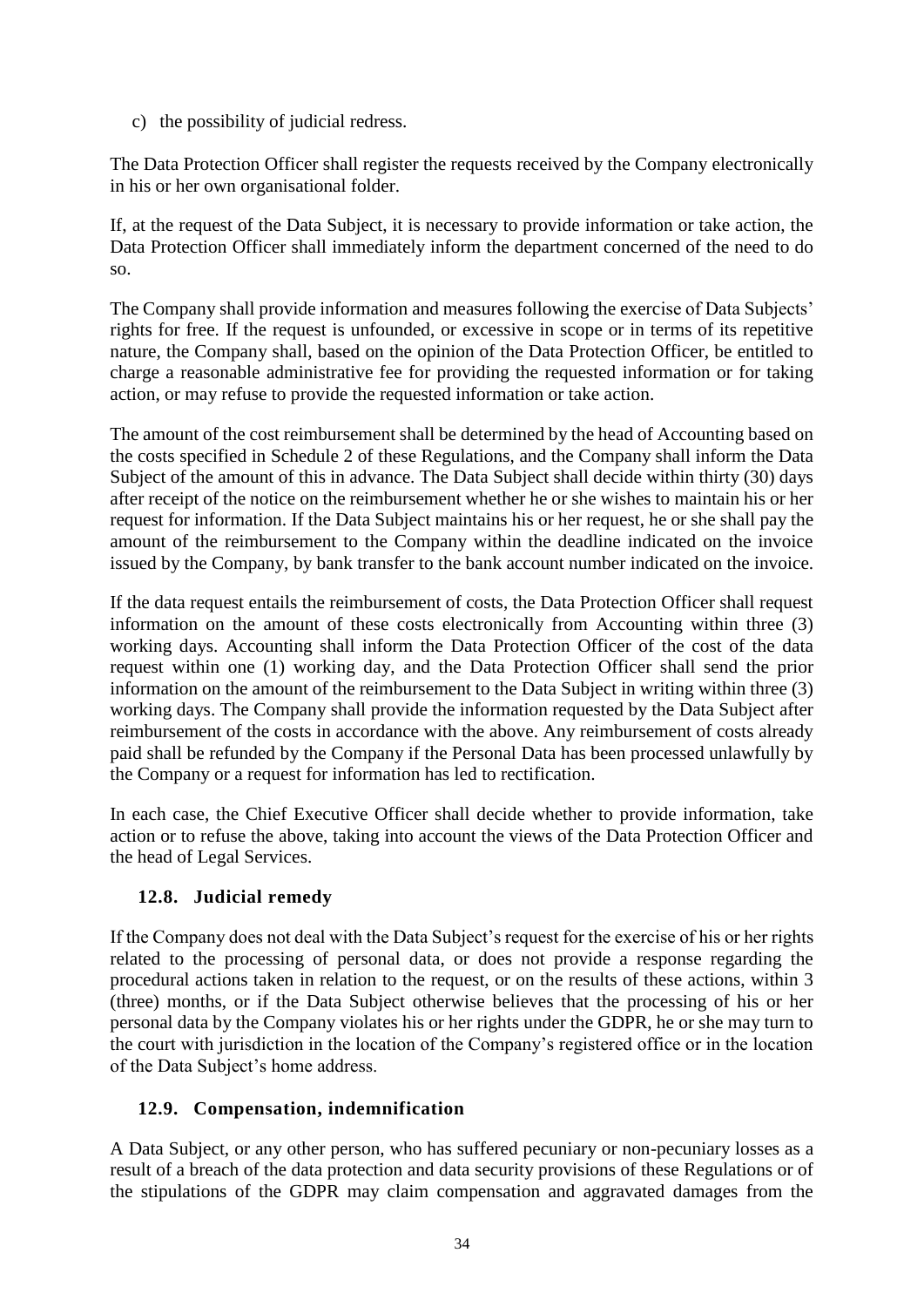c) the possibility of judicial redress.

The Data Protection Officer shall register the requests received by the Company electronically in his or her own organisational folder.

If, at the request of the Data Subject, it is necessary to provide information or take action, the Data Protection Officer shall immediately inform the department concerned of the need to do so.

The Company shall provide information and measures following the exercise of Data Subjects' rights for free. If the request is unfounded, or excessive in scope or in terms of its repetitive nature, the Company shall, based on the opinion of the Data Protection Officer, be entitled to charge a reasonable administrative fee for providing the requested information or for taking action, or may refuse to provide the requested information or take action.

The amount of the cost reimbursement shall be determined by the head of Accounting based on the costs specified in Schedule 2 of these Regulations, and the Company shall inform the Data Subject of the amount of this in advance. The Data Subject shall decide within thirty (30) days after receipt of the notice on the reimbursement whether he or she wishes to maintain his or her request for information. If the Data Subject maintains his or her request, he or she shall pay the amount of the reimbursement to the Company within the deadline indicated on the invoice issued by the Company, by bank transfer to the bank account number indicated on the invoice.

If the data request entails the reimbursement of costs, the Data Protection Officer shall request information on the amount of these costs electronically from Accounting within three (3) working days. Accounting shall inform the Data Protection Officer of the cost of the data request within one (1) working day, and the Data Protection Officer shall send the prior information on the amount of the reimbursement to the Data Subject in writing within three (3) working days. The Company shall provide the information requested by the Data Subject after reimbursement of the costs in accordance with the above. Any reimbursement of costs already paid shall be refunded by the Company if the Personal Data has been processed unlawfully by the Company or a request for information has led to rectification.

In each case, the Chief Executive Officer shall decide whether to provide information, take action or to refuse the above, taking into account the views of the Data Protection Officer and the head of Legal Services.

### 12.8. Judicial remedy

If the Company does not deal with the Data Subject's request for the exercise of his or her rights related to the processing of personal data, or does not provide a response regarding the procedural actions taken in relation to the request, or on the results of these actions, within 3 (three) months, or if the Data Subject otherwise believes that the processing of his or her personal data by the Company violates his or her rights under the GDPR, he or she may turn to the court with jurisdiction in the location of the Company's registered office or in the location of the Data Subject's home address.

### 12.9. Compensation, indemnification

A Data Subject, or any other person, who has suffered pecuniary or non-pecuniary losses as a result of a breach of the data protection and data security provisions of these Regulations or of the stipulations of the GDPR may claim compensation and aggravated damages from the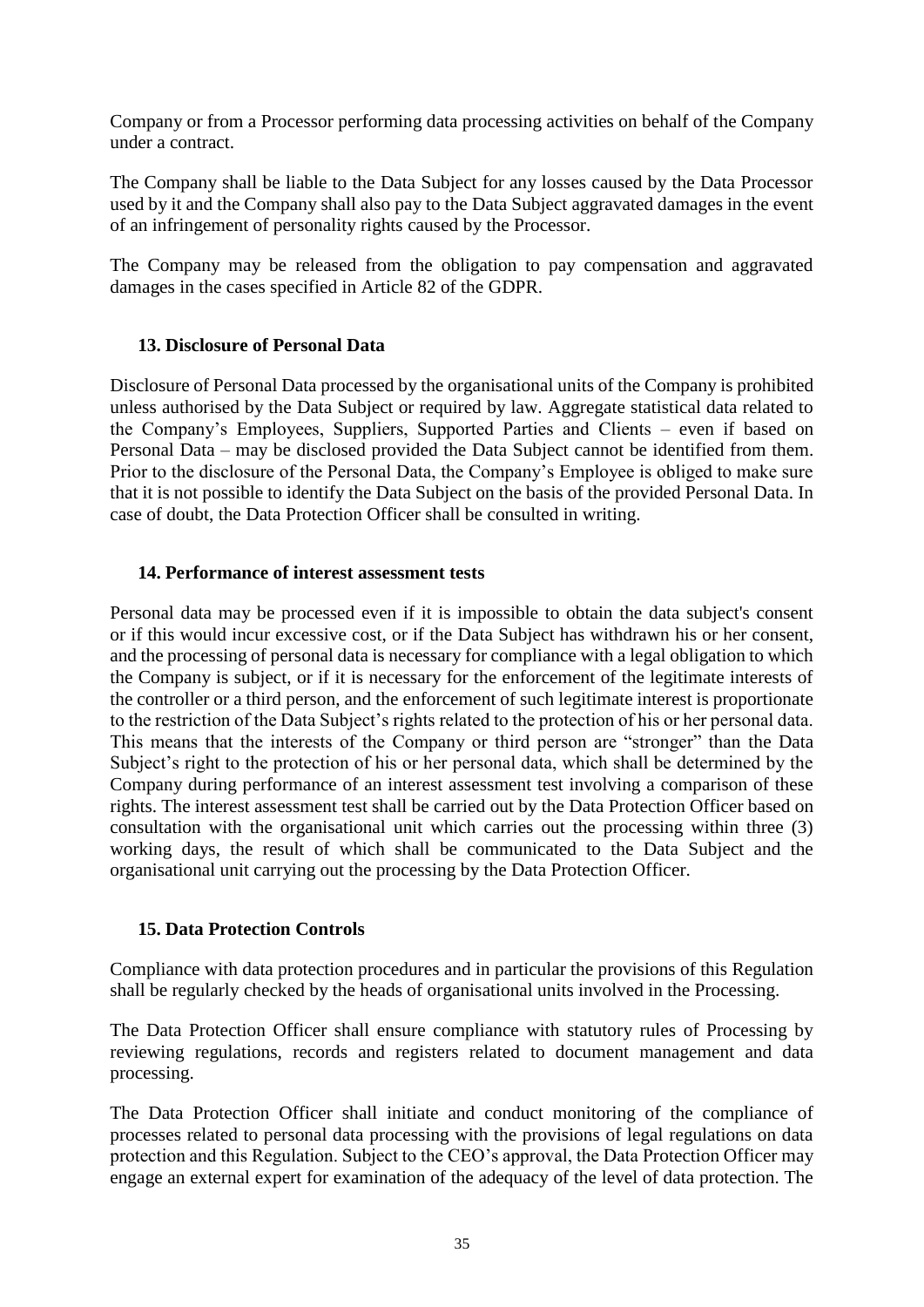Company or from a Processor performing data processing activities on behalf of the Company under a contract.

The Company shall be liable to the Data Subject for any losses caused by the Data Processor used by it and the Company shall also pay to the Data Subject aggravated damages in the event of an infringement of personality rights caused by the Processor.

The Company may be released from the obligation to pay compensation and aggravated damages in the cases specified in Article 82 of the GDPR.

### 13. Disclosure of Personal Data

Disclosure of Personal Data processed by the organisational units of the Company is prohibited unless authorised by the Data Subject or required by law. Aggregate statistical data related to the Company's Employees, Suppliers, Supported Parties and Clients – even if based on Personal Data – may be disclosed provided the Data Subject cannot be identified from them. Prior to the disclosure of the Personal Data, the Company's Employee is obliged to make sure that it is not possible to identify the Data Subject on the basis of the provided Personal Data. In case of doubt, the Data Protection Officer shall be consulted in writing.

### 14. Performance of interest assessment tests

Personal data may be processed even if it is impossible to obtain the data subject's consent or if this would incur excessive cost, or if the Data Subject has withdrawn his or her consent, and the processing of personal data is necessary for compliance with a legal obligation to which the Company is subject, or if it is necessary for the enforcement of the legitimate interests of the controller or a third person, and the enforcement of such legitimate interest is proportionate to the restriction of the Data Subject's rights related to the protection of his or her personal data. This means that the interests of the Company or third person are "stronger" than the Data Subject's right to the protection of his or her personal data, which shall be determined by the Company during performance of an interest assessment test involving a comparison of these rights. The interest assessment test shall be carried out by the Data Protection Officer based on consultation with the organisational unit which carries out the processing within three (3) working days, the result of which shall be communicated to the Data Subject and the organisational unit carrying out the processing by the Data Protection Officer.

### 15. Data Protection Controls

Compliance with data protection procedures and in particular the provisions of this Regulation shall be regularly checked by the heads of organisational units involved in the Processing.

The Data Protection Officer shall ensure compliance with statutory rules of Processing by reviewing regulations, records and registers related to document management and data processing.

The Data Protection Officer shall initiate and conduct monitoring of the compliance of processes related to personal data processing with the provisions of legal regulations on data protection and this Regulation. Subject to the CEO's approval, the Data Protection Officer may engage an external expert for examination of the adequacy of the level of data protection. The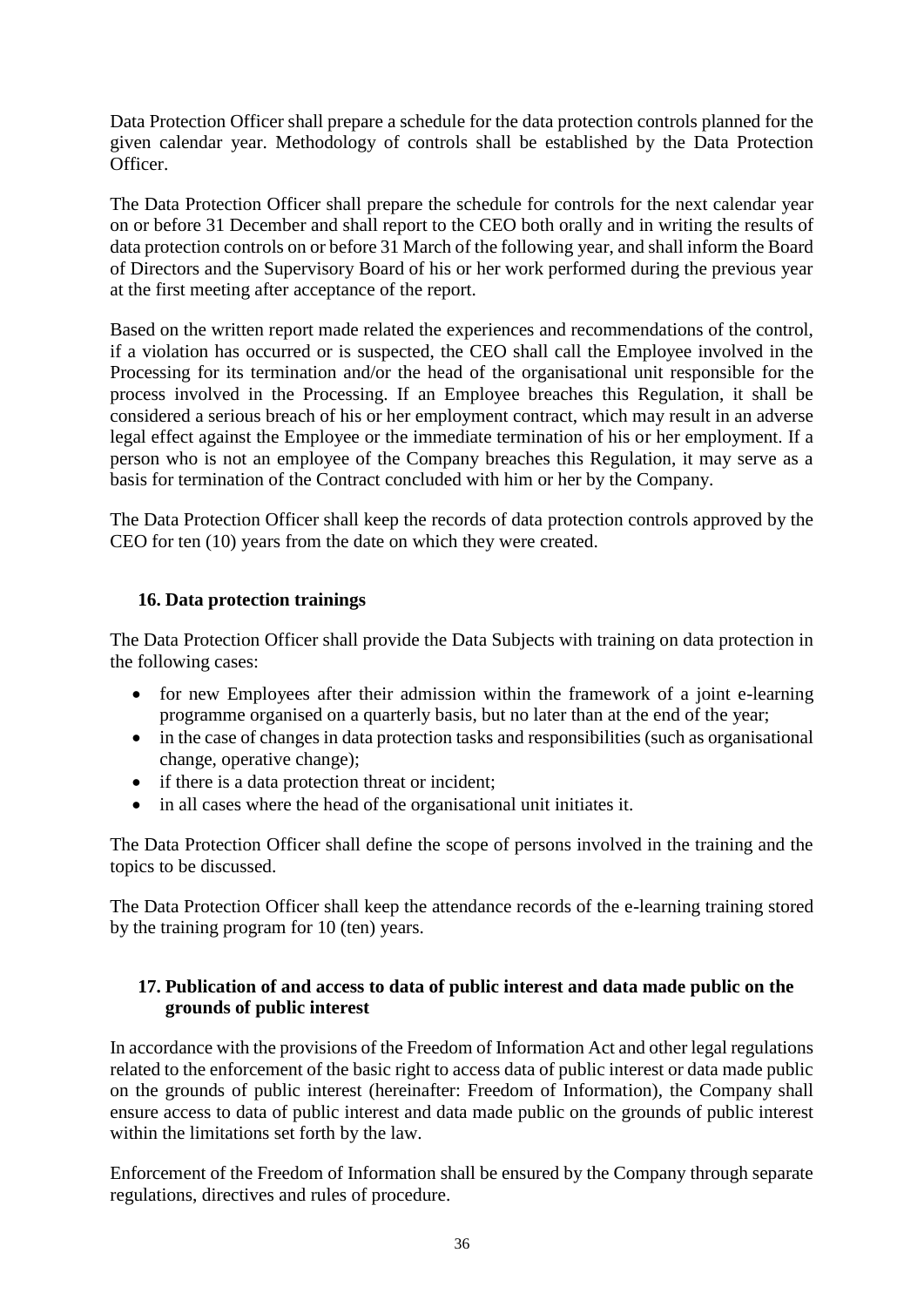Data Protection Officer shall prepare a schedule for the data protection controls planned for the given calendar year. Methodology of controls shall be established by the Data Protection Officer.

The Data Protection Officer shall prepare the schedule for controls for the next calendar year on or before 31 December and shall report to the CEO both orally and in writing the results of data protection controls on or before 31 March of the following year, and shall inform the Board of Directors and the Supervisory Board of his or her work performed during the previous year at the first meeting after acceptance of the report.

Based on the written report made related the experiences and recommendations of the control, if a violation has occurred or is suspected, the CEO shall call the Employee involved in the Processing for its termination and/or the head of the organisational unit responsible for the process involved in the Processing. If an Employee breaches this Regulation, it shall be considered a serious breach of his or her employment contract, which may result in an adverse legal effect against the Employee or the immediate termination of his or her employment. If a person who is not an employee of the Company breaches this Regulation, it may serve as a basis for termination of the Contract concluded with him or her by the Company.

The Data Protection Officer shall keep the records of data protection controls approved by the CEO for ten (10) years from the date on which they were created.

## 16. Data protection trainings

The Data Protection Officer shall provide the Data Subjects with training on data protection in the following cases:

- for new Employees after their admission within the framework of a joint e-learning programme organised on a quarterly basis, but no later than at the end of the year;
- in the case of changes in data protection tasks and responsibilities (such as organisational change, operative change);
- if there is a data protection threat or incident;
- in all cases where the head of the organisational unit initiates it.

The Data Protection Officer shall define the scope of persons involved in the training and the topics to be discussed.

The Data Protection Officer shall keep the attendance records of the e-learning training stored by the training program for 10 (ten) years.

## 17. Publication of and access to data of public interest and data made public on the grounds of public interest

In accordance with the provisions of the Freedom of Information Act and other legal regulations related to the enforcement of the basic right to access data of public interest or data made public on the grounds of public interest (hereinafter: Freedom of Information), the Company shall ensure access to data of public interest and data made public on the grounds of public interest within the limitations set forth by the law.

Enforcement of the Freedom of Information shall be ensured by the Company through separate regulations, directives and rules of procedure.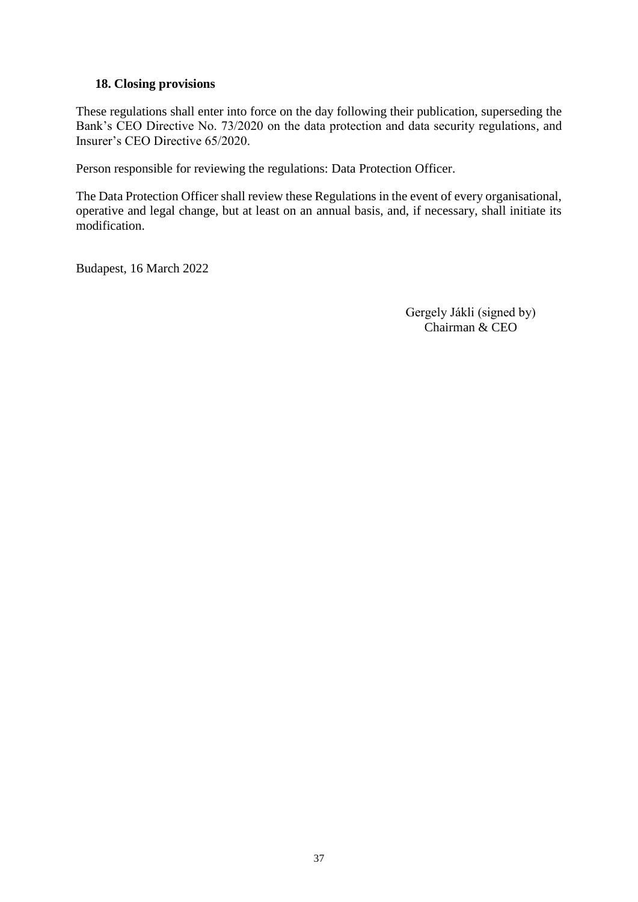## 18. Closing provisions

These regulations shall enter into force on the day following their publication, superseding the Bank's CEO Directive No. 73/2020 on the data protection and data security regulations, and Insurer's CEO Directive 65/2020.

Person responsible for reviewing the regulations: Data Protection Officer.

The Data Protection Officer shall review these Regulations in the event of every organisational, operative and legal change, but at least on an annual basis, and, if necessary, shall initiate its modification.

Budapest, 16 March 2022

Gergely Jákli (signed by)
Chairman & CEO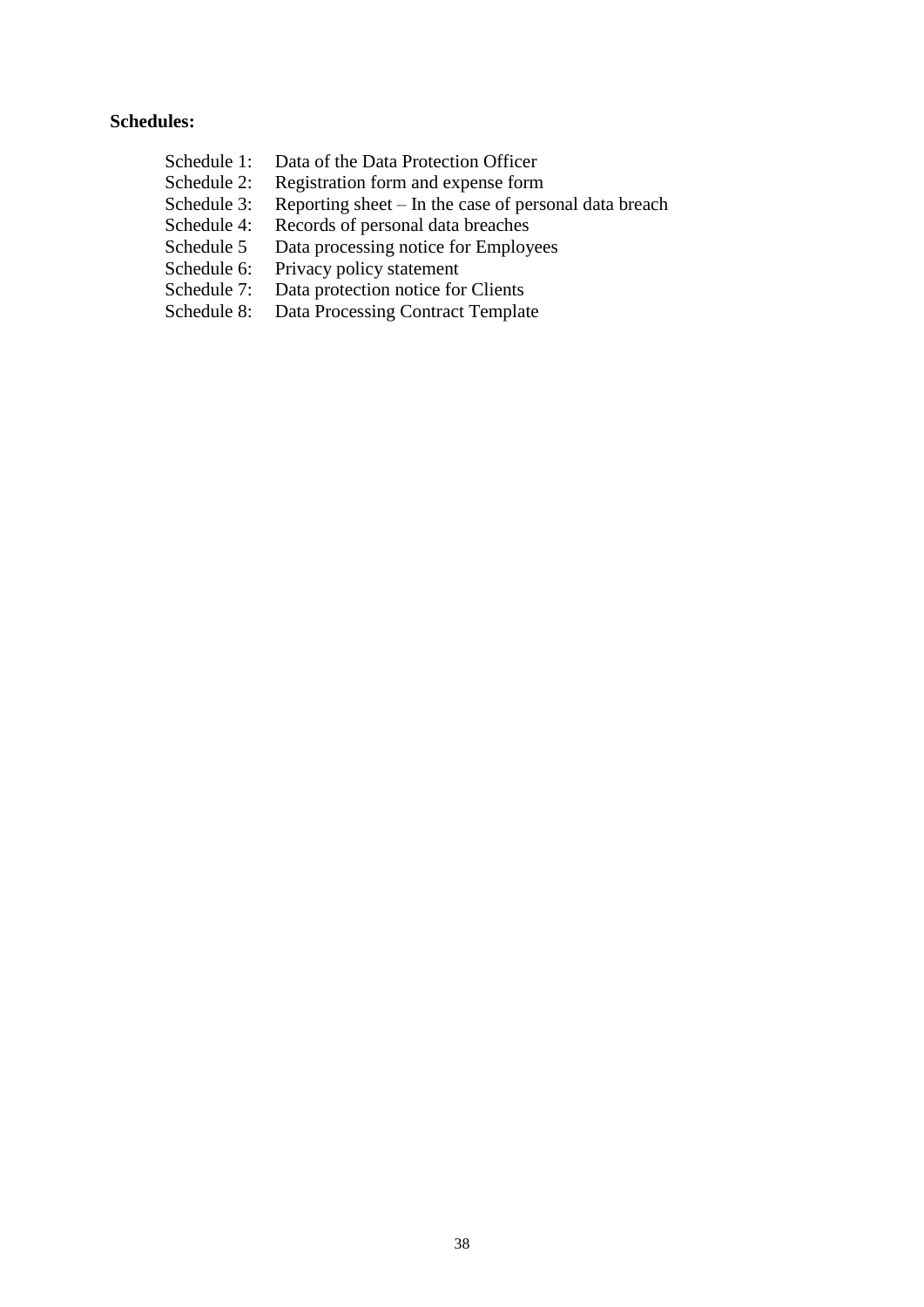**Schedules:**

Schedule 1: Data of the Data Protection Officer
Schedule 2: Registration form and expense form
Schedule 3: Reporting sheet – In the case of personal data breach
Schedule 4: Records of personal data breaches
Schedule 5 Data processing notice for Employees
Schedule 6: Privacy policy statement
Schedule 7: Data protection notice for Clients
Schedule 8: Data Processing Contract Template